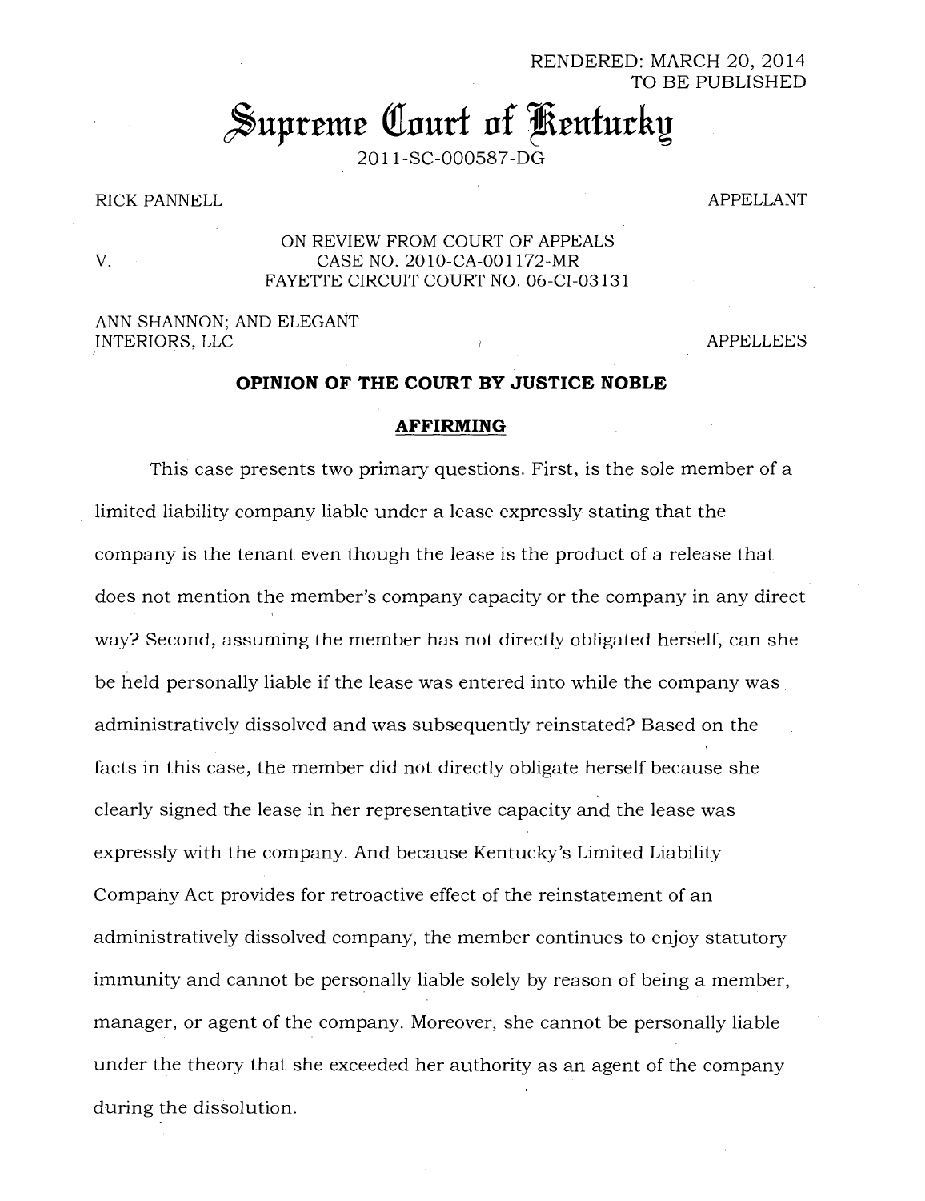RENDERED: MARCH 20, 2014
TO BE PUBLISHED

# Supreme Court of Kentucky

2011-SC-000587-DG

RICK PANNELL — APPELLANT

V.

ON REVIEW FROM COURT OF APPEALS
CASE NO. 2010-CA-001172-MR
FAYETTE CIRCUIT COURT NO. 06-CI-03131

ANN SHANNON; AND ELEGANT INTERIORS, LLC — APPELLEES

**OPINION OF THE COURT BY JUSTICE NOBLE**

**AFFIRMING**

This case presents two primary questions. First, is the sole member of a limited liability company liable under a lease expressly stating that the company is the tenant even though the lease is the product of a release that does not mention the member's company capacity or the company in any direct way? Second, assuming the member has not directly obligated herself, can she be held personally liable if the lease was entered into while the company was administratively dissolved and was subsequently reinstated? Based on the facts in this case, the member did not directly obligate herself because she clearly signed the lease in her representative capacity and the lease was expressly with the company. And because Kentucky's Limited Liability Company Act provides for retroactive effect of the reinstatement of an administratively dissolved company, the member continues to enjoy statutory immunity and cannot be personally liable solely by reason of being a member, manager, or agent of the company. Moreover, she cannot be personally liable under the theory that she exceeded her authority as an agent of the company during the dissolution.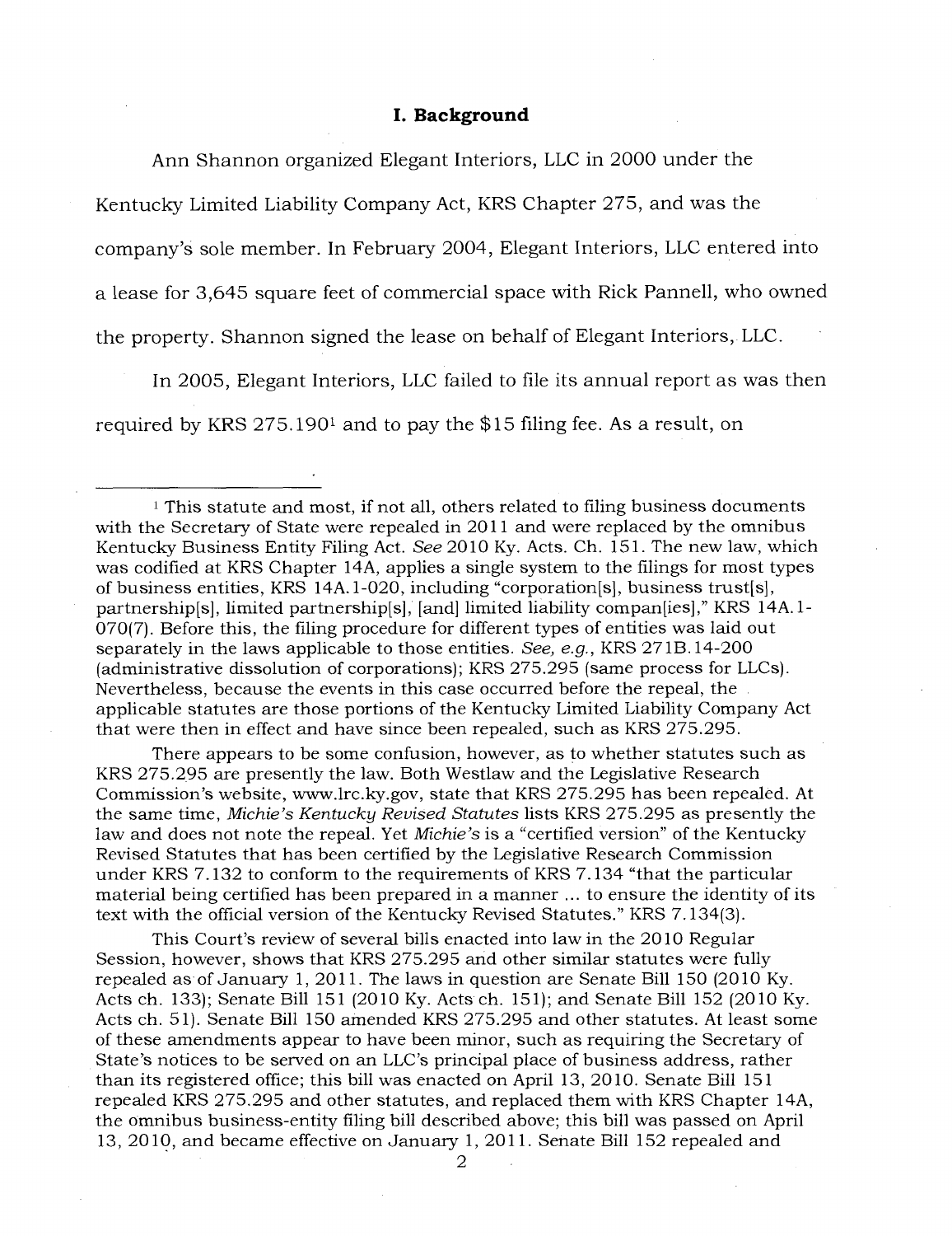## I. Background

Ann Shannon organized Elegant Interiors, LLC in 2000 under the Kentucky Limited Liability Company Act, KRS Chapter 275, and was the company's sole member. In February 2004, Elegant Interiors, LLC entered into a lease for 3,645 square feet of commercial space with Rick Pannell, who owned the property. Shannon signed the lease on behalf of Elegant Interiors, LLC.

In 2005, Elegant Interiors, LLC failed to file its annual report as was then required by KRS 275.190[1] and to pay the $15 filing fee. As a result, on

---

[1] This statute and most, if not all, others related to filing business documents with the Secretary of State were repealed in 2011 and were replaced by the omnibus Kentucky Business Entity Filing Act. *See* 2010 Ky. Acts. Ch. 151. The new law, which was codified at KRS Chapter 14A, applies a single system to the filings for most types of business entities, KRS 14A.1-020, including "corporation[s], business trust[s], partnership[s], limited partnership[s], [and] limited liability compan[ies]," KRS 14A.1-070(7). Before this, the filing procedure for different types of entities was laid out separately in the laws applicable to those entities. *See, e.g.*, KRS 271B.14-200 (administrative dissolution of corporations); KRS 275.295 (same process for LLCs). Nevertheless, because the events in this case occurred before the repeal, the applicable statutes are those portions of the Kentucky Limited Liability Company Act that were then in effect and have since been repealed, such as KRS 275.295.

There appears to be some confusion, however, as to whether statutes such as KRS 275.295 are presently the law. Both Westlaw and the Legislative Research Commission's website, www.lrc.ky.gov, state that KRS 275.295 has been repealed. At the same time, *Michie's Kentucky Revised Statutes* lists KRS 275.295 as presently the law and does not note the repeal. Yet *Michie's* is a "certified version" of the Kentucky Revised Statutes that has been certified by the Legislative Research Commission under KRS 7.132 to conform to the requirements of KRS 7.134 "that the particular material being certified has been prepared in a manner ... to ensure the identity of its text with the official version of the Kentucky Revised Statutes." KRS 7.134(3).

This Court's review of several bills enacted into law in the 2010 Regular Session, however, shows that KRS 275.295 and other similar statutes were fully repealed as of January 1, 2011. The laws in question are Senate Bill 150 (2010 Ky. Acts ch. 133); Senate Bill 151 (2010 Ky. Acts ch. 151); and Senate Bill 152 (2010 Ky. Acts ch. 51). Senate Bill 150 amended KRS 275.295 and other statutes. At least some of these amendments appear to have been minor, such as requiring the Secretary of State's notices to be served on an LLC's principal place of business address, rather than its registered office; this bill was enacted on April 13, 2010. Senate Bill 151 repealed KRS 275.295 and other statutes, and replaced them with KRS Chapter 14A, the omnibus business-entity filing bill described above; this bill was passed on April 13, 2010, and became effective on January 1, 2011. Senate Bill 152 repealed and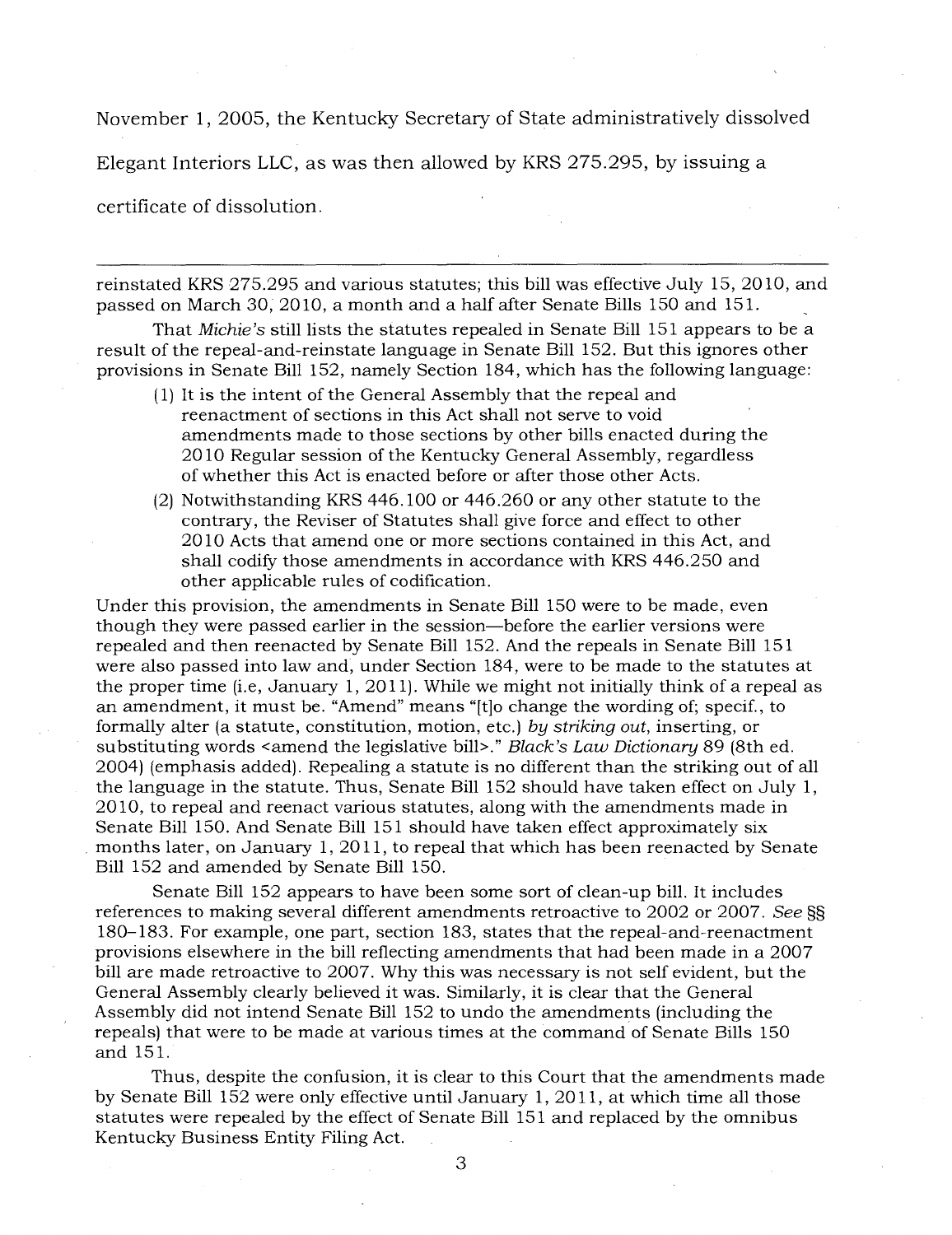November 1, 2005, the Kentucky Secretary of State administratively dissolved Elegant Interiors LLC, as was then allowed by KRS 275.295, by issuing a certificate of dissolution.

---

reinstated KRS 275.295 and various statutes; this bill was effective July 15, 2010, and passed on March 30, 2010, a month and a half after Senate Bills 150 and 151.

That *Michie's* still lists the statutes repealed in Senate Bill 151 appears to be a result of the repeal-and-reinstate language in Senate Bill 152. But this ignores other provisions in Senate Bill 152, namely Section 184, which has the following language:

> (1) It is the intent of the General Assembly that the repeal and reenactment of sections in this Act shall not serve to void amendments made to those sections by other bills enacted during the 2010 Regular session of the Kentucky General Assembly, regardless of whether this Act is enacted before or after those other Acts.
>
> (2) Notwithstanding KRS 446.100 or 446.260 or any other statute to the contrary, the Reviser of Statutes shall give force and effect to other 2010 Acts that amend one or more sections contained in this Act, and shall codify those amendments in accordance with KRS 446.250 and other applicable rules of codification.

Under this provision, the amendments in Senate Bill 150 were to be made, even though they were passed earlier in the session—before the earlier versions were repealed and then reenacted by Senate Bill 152. And the repeals in Senate Bill 151 were also passed into law and, under Section 184, were to be made to the statutes at the proper time (i.e, January 1, 2011). While we might not initially think of a repeal as an amendment, it must be. "Amend" means "[t]o change the wording of; specif., to formally alter (a statute, constitution, motion, etc.) *by striking out*, inserting, or substituting words <amend the legislative bill>." *Black's Law Dictionary* 89 (8th ed. 2004) (emphasis added). Repealing a statute is no different than the striking out of all the language in the statute. Thus, Senate Bill 152 should have taken effect on July 1, 2010, to repeal and reenact various statutes, along with the amendments made in Senate Bill 150. And Senate Bill 151 should have taken effect approximately six months later, on January 1, 2011, to repeal that which has been reenacted by Senate Bill 152 and amended by Senate Bill 150.

Senate Bill 152 appears to have been some sort of clean-up bill. It includes references to making several different amendments retroactive to 2002 or 2007. *See* §§ 180–183. For example, one part, section 183, states that the repeal-and-reenactment provisions elsewhere in the bill reflecting amendments that had been made in a 2007 bill are made retroactive to 2007. Why this was necessary is not self evident, but the General Assembly clearly believed it was. Similarly, it is clear that the General Assembly did not intend Senate Bill 152 to undo the amendments (including the repeals) that were to be made at various times at the command of Senate Bills 150 and 151.

Thus, despite the confusion, it is clear to this Court that the amendments made by Senate Bill 152 were only effective until January 1, 2011, at which time all those statutes were repealed by the effect of Senate Bill 151 and replaced by the omnibus Kentucky Business Entity Filing Act.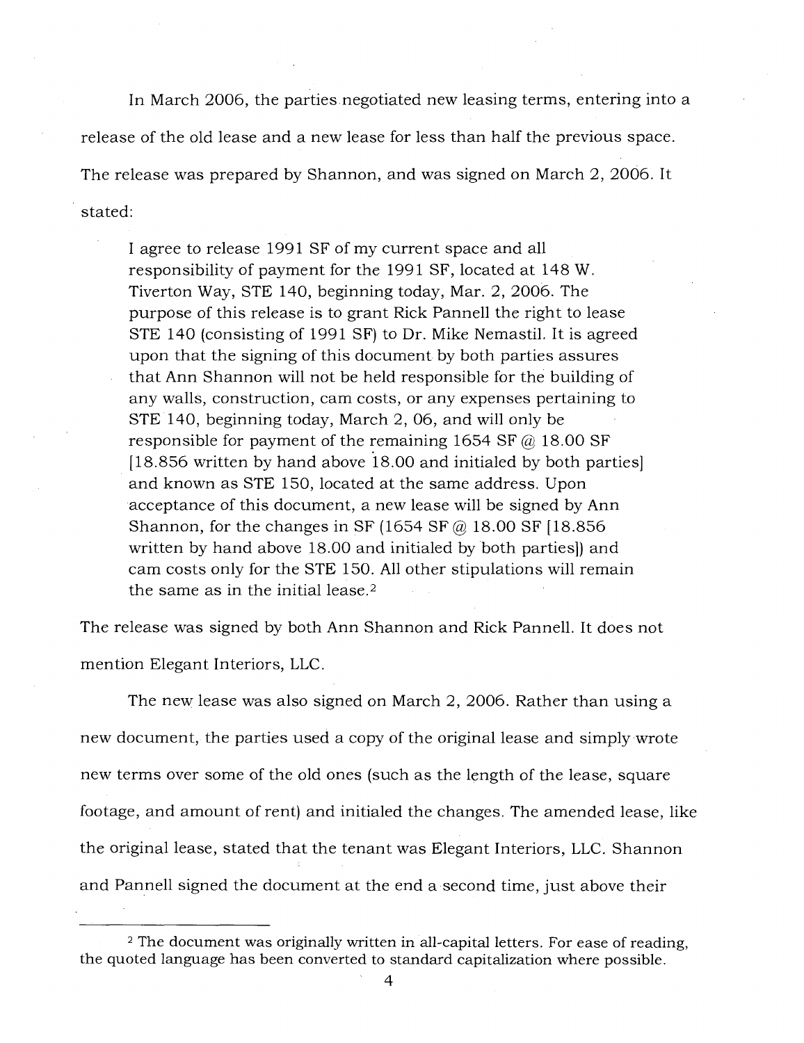In March 2006, the parties negotiated new leasing terms, entering into a release of the old lease and a new lease for less than half the previous space. The release was prepared by Shannon, and was signed on March 2, 2006. It stated:

> I agree to release 1991 SF of my current space and all responsibility of payment for the 1991 SF, located at 148 W. Tiverton Way, STE 140, beginning today, Mar. 2, 2006. The purpose of this release is to grant Rick Pannell the right to lease STE 140 (consisting of 1991 SF) to Dr. Mike Nemastil. It is agreed upon that the signing of this document by both parties assures that Ann Shannon will not be held responsible for the building of any walls, construction, cam costs, or any expenses pertaining to STE 140, beginning today, March 2, 06, and will only be responsible for payment of the remaining 1654 SF @ 18.00 SF [18.856 written by hand above 18.00 and initialed by both parties] and known as STE 150, located at the same address. Upon acceptance of this document, a new lease will be signed by Ann Shannon, for the changes in SF (1654 SF @ 18.00 SF [18.856 written by hand above 18.00 and initialed by both parties]) and cam costs only for the STE 150. All other stipulations will remain the same as in the initial lease.[2]

The release was signed by both Ann Shannon and Rick Pannell. It does not mention Elegant Interiors, LLC.

The new lease was also signed on March 2, 2006. Rather than using a new document, the parties used a copy of the original lease and simply wrote new terms over some of the old ones (such as the length of the lease, square footage, and amount of rent) and initialed the changes. The amended lease, like the original lease, stated that the tenant was Elegant Interiors, LLC. Shannon and Pannell signed the document at the end a second time, just above their

---

[2] The document was originally written in all-capital letters. For ease of reading, the quoted language has been converted to standard capitalization where possible.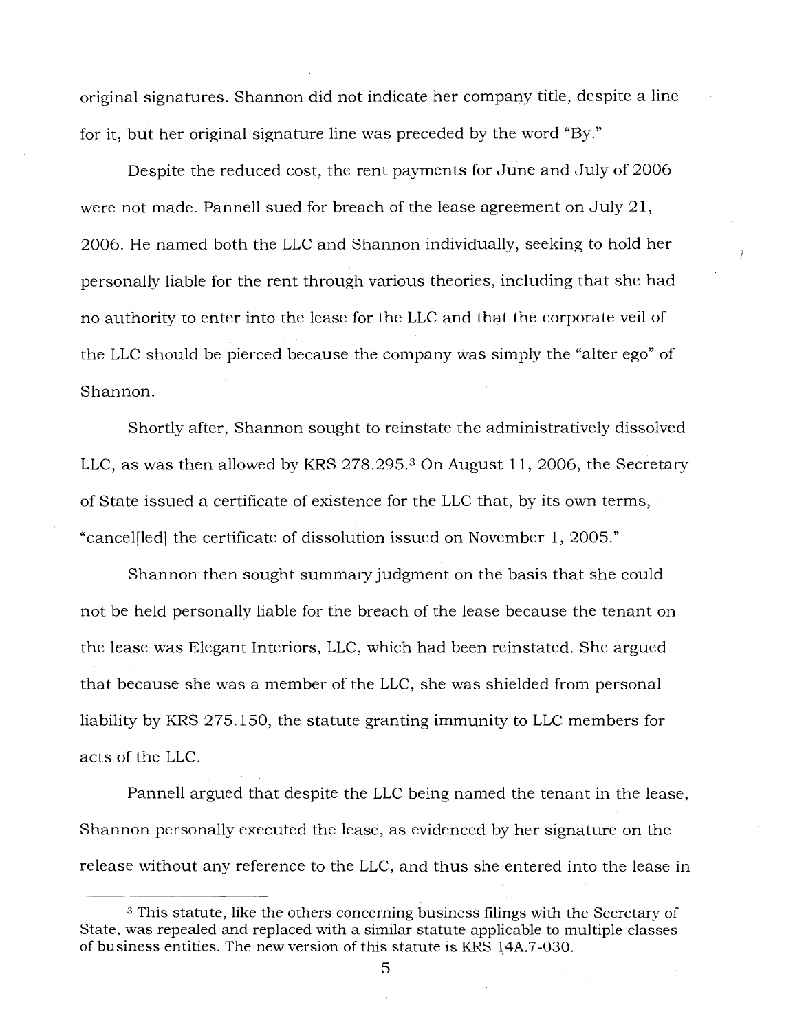original signatures. Shannon did not indicate her company title, despite a line for it, but her original signature line was preceded by the word "By."

Despite the reduced cost, the rent payments for June and July of 2006 were not made. Pannell sued for breach of the lease agreement on July 21, 2006. He named both the LLC and Shannon individually, seeking to hold her personally liable for the rent through various theories, including that she had no authority to enter into the lease for the LLC and that the corporate veil of the LLC should be pierced because the company was simply the "alter ego" of Shannon.

Shortly after, Shannon sought to reinstate the administratively dissolved LLC, as was then allowed by KRS 278.295.[3] On August 11, 2006, the Secretary of State issued a certificate of existence for the LLC that, by its own terms, "cancel[led] the certificate of dissolution issued on November 1, 2005."

Shannon then sought summary judgment on the basis that she could not be held personally liable for the breach of the lease because the tenant on the lease was Elegant Interiors, LLC, which had been reinstated. She argued that because she was a member of the LLC, she was shielded from personal liability by KRS 275.150, the statute granting immunity to LLC members for acts of the LLC.

Pannell argued that despite the LLC being named the tenant in the lease, Shannon personally executed the lease, as evidenced by her signature on the release without any reference to the LLC, and thus she entered into the lease in

---

[3] This statute, like the others concerning business filings with the Secretary of State, was repealed and replaced with a similar statute applicable to multiple classes of business entities. The new version of this statute is KRS 14A.7-030.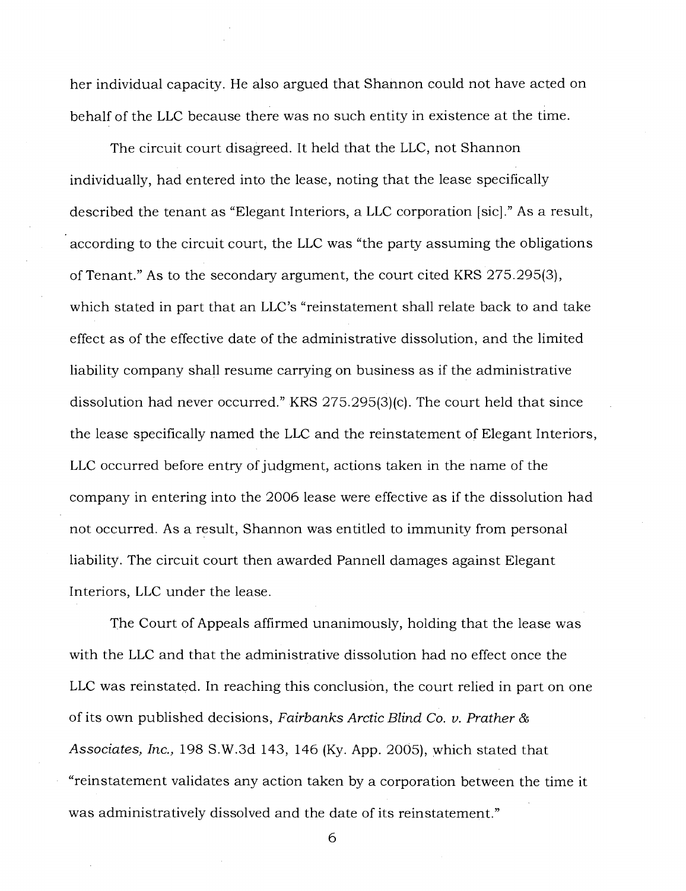her individual capacity. He also argued that Shannon could not have acted on behalf of the LLC because there was no such entity in existence at the time.

The circuit court disagreed. It held that the LLC, not Shannon individually, had entered into the lease, noting that the lease specifically described the tenant as "Elegant Interiors, a LLC corporation [sic]." As a result, according to the circuit court, the LLC was "the party assuming the obligations of Tenant." As to the secondary argument, the court cited KRS 275.295(3), which stated in part that an LLC's "reinstatement shall relate back to and take effect as of the effective date of the administrative dissolution, and the limited liability company shall resume carrying on business as if the administrative dissolution had never occurred." KRS 275.295(3)(c). The court held that since the lease specifically named the LLC and the reinstatement of Elegant Interiors, LLC occurred before entry of judgment, actions taken in the name of the company in entering into the 2006 lease were effective as if the dissolution had not occurred. As a result, Shannon was entitled to immunity from personal liability. The circuit court then awarded Pannell damages against Elegant Interiors, LLC under the lease.

The Court of Appeals affirmed unanimously, holding that the lease was with the LLC and that the administrative dissolution had no effect once the LLC was reinstated. In reaching this conclusion, the court relied in part on one of its own published decisions, *Fairbanks Arctic Blind Co. v. Prather & Associates, Inc.,* 198 S.W.3d 143, 146 (Ky. App. 2005), which stated that "reinstatement validates any action taken by a corporation between the time it was administratively dissolved and the date of its reinstatement."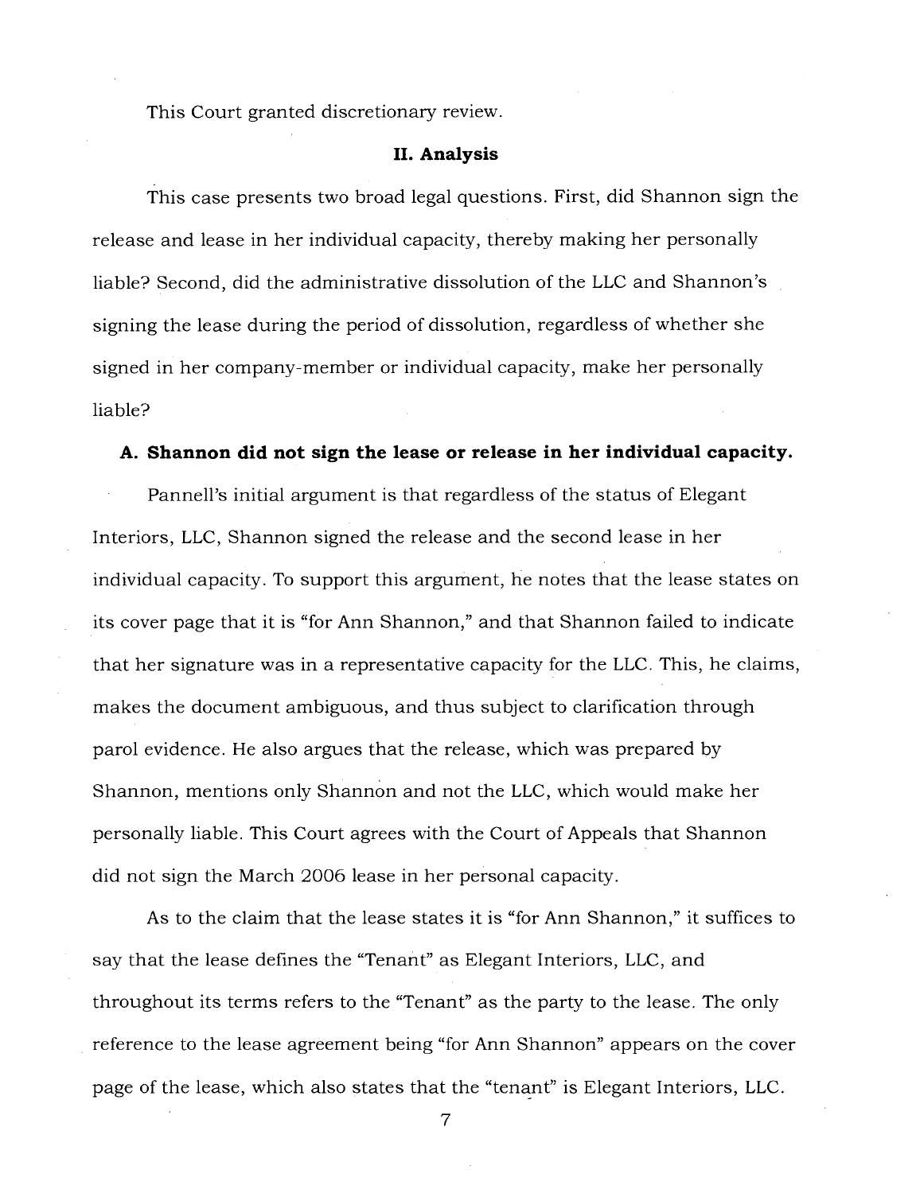This Court granted discretionary review.

## II. Analysis

This case presents two broad legal questions. First, did Shannon sign the release and lease in her individual capacity, thereby making her personally liable? Second, did the administrative dissolution of the LLC and Shannon's signing the lease during the period of dissolution, regardless of whether she signed in her company-member or individual capacity, make her personally liable?

### A. Shannon did not sign the lease or release in her individual capacity.

Pannell's initial argument is that regardless of the status of Elegant Interiors, LLC, Shannon signed the release and the second lease in her individual capacity. To support this argument, he notes that the lease states on its cover page that it is "for Ann Shannon," and that Shannon failed to indicate that her signature was in a representative capacity for the LLC. This, he claims, makes the document ambiguous, and thus subject to clarification through parol evidence. He also argues that the release, which was prepared by Shannon, mentions only Shannon and not the LLC, which would make her personally liable. This Court agrees with the Court of Appeals that Shannon did not sign the March 2006 lease in her personal capacity.

As to the claim that the lease states it is "for Ann Shannon," it suffices to say that the lease defines the "Tenant" as Elegant Interiors, LLC, and throughout its terms refers to the "Tenant" as the party to the lease. The only reference to the lease agreement being "for Ann Shannon" appears on the cover page of the lease, which also states that the "tenant" is Elegant Interiors, LLC.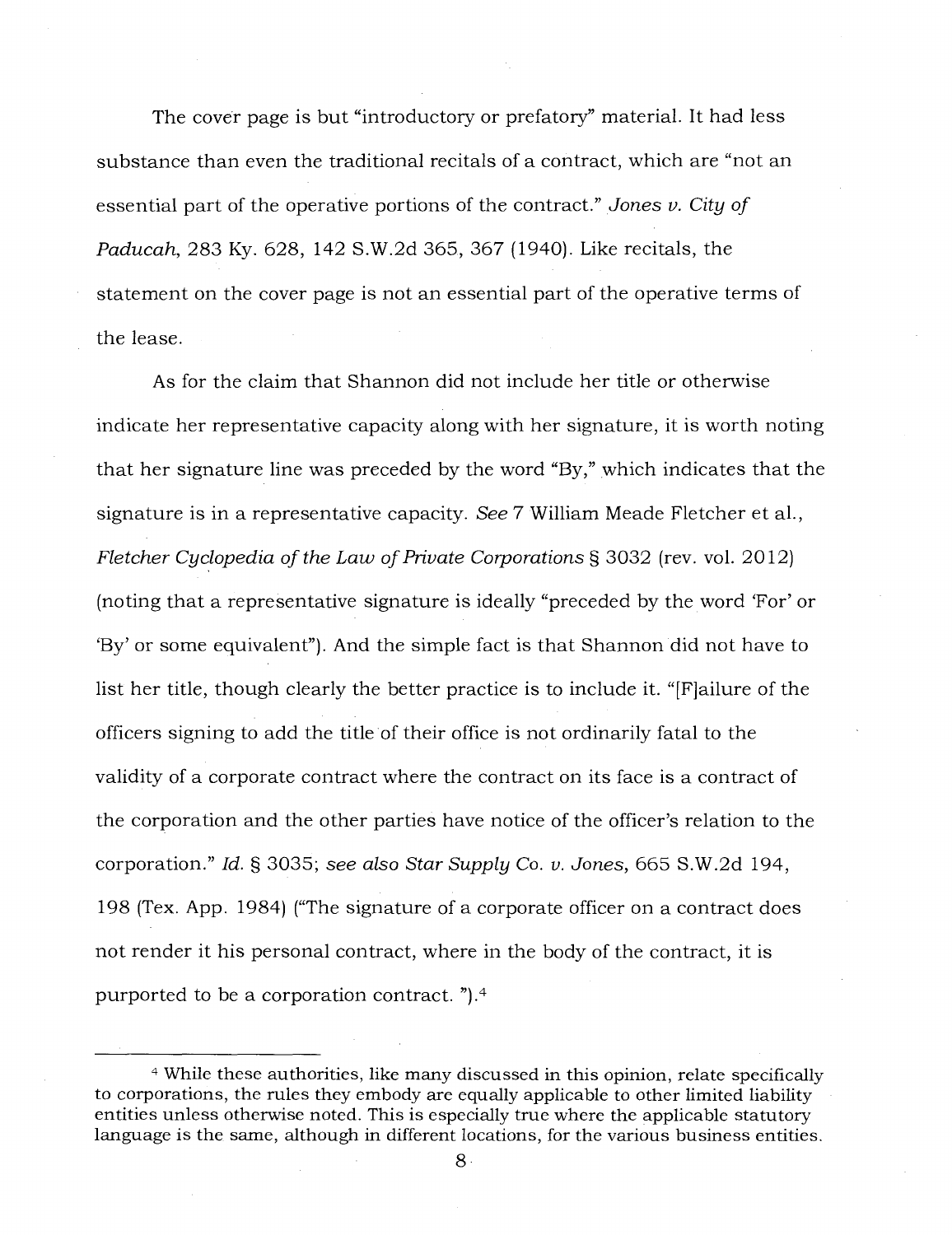The cover page is but "introductory or prefatory" material. It had less substance than even the traditional recitals of a contract, which are "not an essential part of the operative portions of the contract." *Jones v. City of Paducah*, 283 Ky. 628, 142 S.W.2d 365, 367 (1940). Like recitals, the statement on the cover page is not an essential part of the operative terms of the lease.

As for the claim that Shannon did not include her title or otherwise indicate her representative capacity along with her signature, it is worth noting that her signature line was preceded by the word "By," which indicates that the signature is in a representative capacity. *See* 7 William Meade Fletcher et al., *Fletcher Cyclopedia of the Law of Private Corporations* § 3032 (rev. vol. 2012) (noting that a representative signature is ideally "preceded by the word 'For' or 'By' or some equivalent"). And the simple fact is that Shannon did not have to list her title, though clearly the better practice is to include it. "[F]ailure of the officers signing to add the title of their office is not ordinarily fatal to the validity of a corporate contract where the contract on its face is a contract of the corporation and the other parties have notice of the officer's relation to the corporation." *Id.* § 3035; *see also Star Supply Co. v. Jones*, 665 S.W.2d 194, 198 (Tex. App. 1984) ("The signature of a corporate officer on a contract does not render it his personal contract, where in the body of the contract, it is purported to be a corporation contract. ").[4]

---

[4] While these authorities, like many discussed in this opinion, relate specifically to corporations, the rules they embody are equally applicable to other limited liability entities unless otherwise noted. This is especially true where the applicable statutory language is the same, although in different locations, for the various business entities.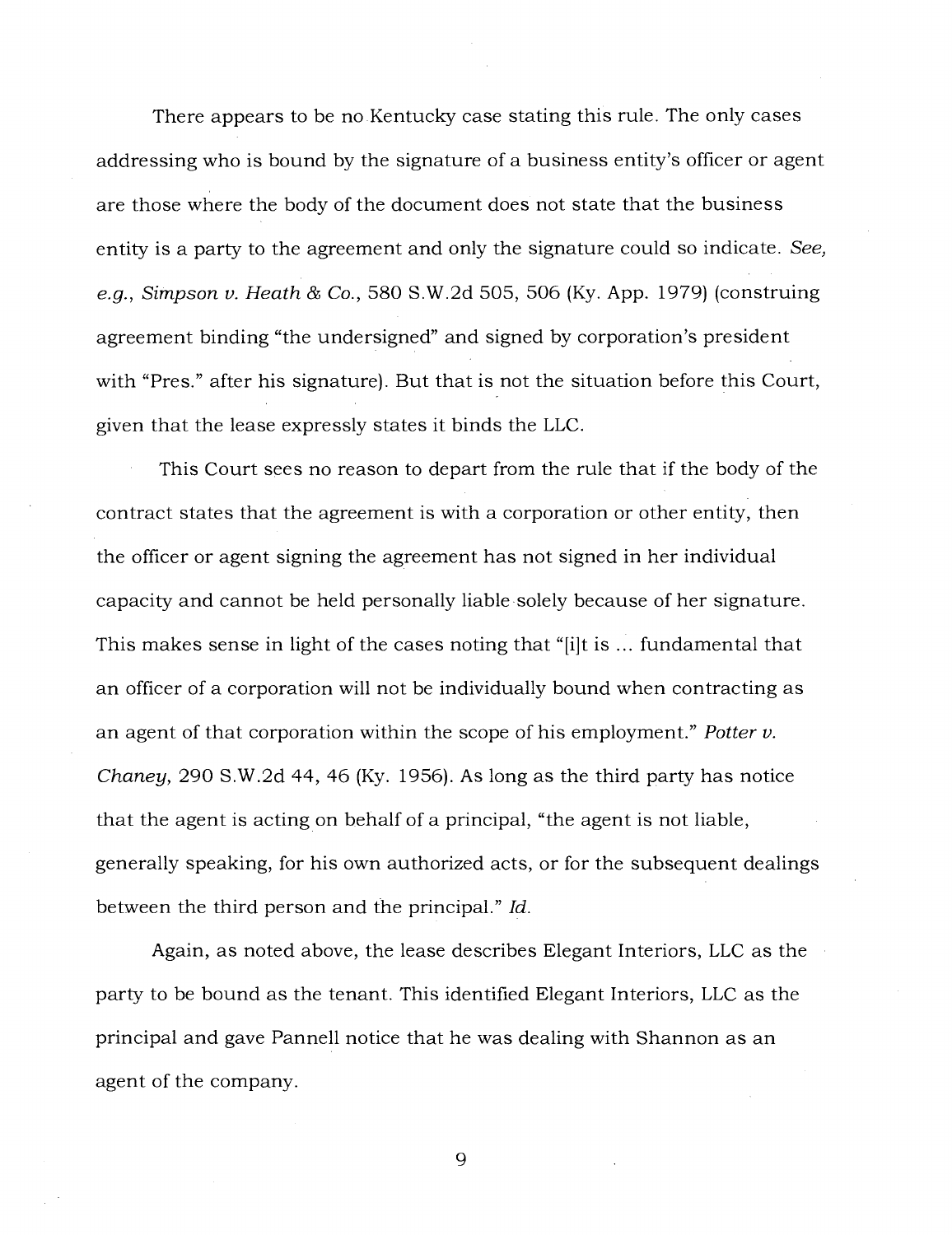There appears to be no Kentucky case stating this rule. The only cases addressing who is bound by the signature of a business entity's officer or agent are those where the body of the document does not state that the business entity is a party to the agreement and only the signature could so indicate. *See, e.g.*, *Simpson v. Heath & Co.*, 580 S.W.2d 505, 506 (Ky. App. 1979) (construing agreement binding "the undersigned" and signed by corporation's president with "Pres." after his signature). But that is not the situation before this Court, given that the lease expressly states it binds the LLC.

This Court sees no reason to depart from the rule that if the body of the contract states that the agreement is with a corporation or other entity, then the officer or agent signing the agreement has not signed in her individual capacity and cannot be held personally liable solely because of her signature. This makes sense in light of the cases noting that "[i]t is ... fundamental that an officer of a corporation will not be individually bound when contracting as an agent of that corporation within the scope of his employment." *Potter v. Chaney*, 290 S.W.2d 44, 46 (Ky. 1956). As long as the third party has notice that the agent is acting on behalf of a principal, "the agent is not liable, generally speaking, for his own authorized acts, or for the subsequent dealings between the third person and the principal." *Id.*

Again, as noted above, the lease describes Elegant Interiors, LLC as the party to be bound as the tenant. This identified Elegant Interiors, LLC as the principal and gave Pannell notice that he was dealing with Shannon as an agent of the company.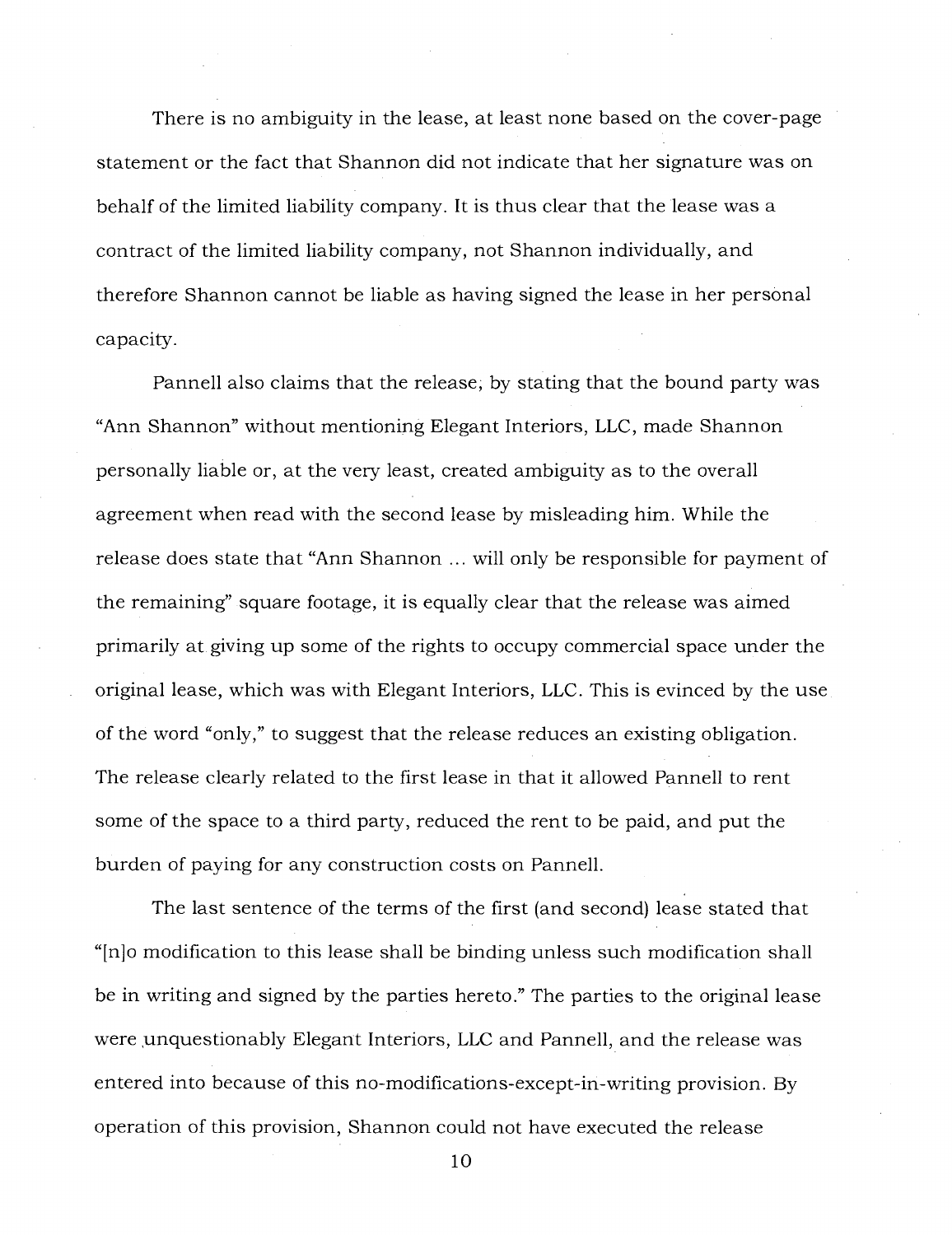There is no ambiguity in the lease, at least none based on the cover-page statement or the fact that Shannon did not indicate that her signature was on behalf of the limited liability company. It is thus clear that the lease was a contract of the limited liability company, not Shannon individually, and therefore Shannon cannot be liable as having signed the lease in her personal capacity.

Pannell also claims that the release, by stating that the bound party was "Ann Shannon" without mentioning Elegant Interiors, LLC, made Shannon personally liable or, at the very least, created ambiguity as to the overall agreement when read with the second lease by misleading him. While the release does state that "Ann Shannon ... will only be responsible for payment of the remaining" square footage, it is equally clear that the release was aimed primarily at giving up some of the rights to occupy commercial space under the original lease, which was with Elegant Interiors, LLC. This is evinced by the use of the word "only," to suggest that the release reduces an existing obligation. The release clearly related to the first lease in that it allowed Pannell to rent some of the space to a third party, reduced the rent to be paid, and put the burden of paying for any construction costs on Pannell.

The last sentence of the terms of the first (and second) lease stated that "[n]o modification to this lease shall be binding unless such modification shall be in writing and signed by the parties hereto." The parties to the original lease were unquestionably Elegant Interiors, LLC and Pannell, and the release was entered into because of this no-modifications-except-in-writing provision. By operation of this provision, Shannon could not have executed the release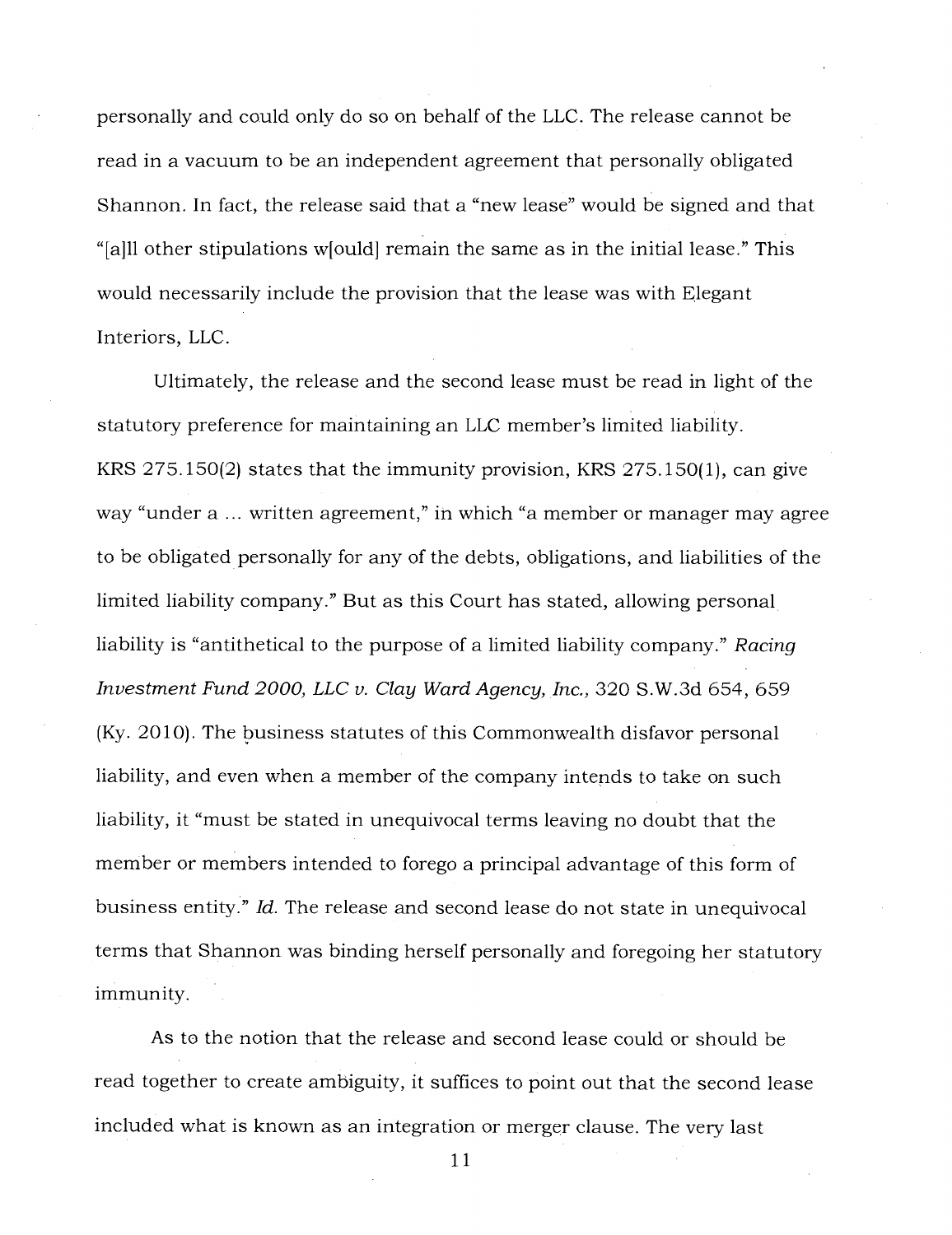personally and could only do so on behalf of the LLC. The release cannot be read in a vacuum to be an independent agreement that personally obligated Shannon. In fact, the release said that a "new lease" would be signed and that "[a]ll other stipulations w[ould] remain the same as in the initial lease." This would necessarily include the provision that the lease was with Elegant Interiors, LLC.

Ultimately, the release and the second lease must be read in light of the statutory preference for maintaining an LLC member's limited liability. KRS 275.150(2) states that the immunity provision, KRS 275.150(1), can give way "under a ... written agreement," in which "a member or manager may agree to be obligated personally for any of the debts, obligations, and liabilities of the limited liability company." But as this Court has stated, allowing personal liability is "antithetical to the purpose of a limited liability company." *Racing Investment Fund 2000, LLC v. Clay Ward Agency, Inc.*, 320 S.W.3d 654, 659 (Ky. 2010). The business statutes of this Commonwealth disfavor personal liability, and even when a member of the company intends to take on such liability, it "must be stated in unequivocal terms leaving no doubt that the member or members intended to forego a principal advantage of this form of business entity." *Id.* The release and second lease do not state in unequivocal terms that Shannon was binding herself personally and foregoing her statutory immunity.

As to the notion that the release and second lease could or should be read together to create ambiguity, it suffices to point out that the second lease included what is known as an integration or merger clause. The very last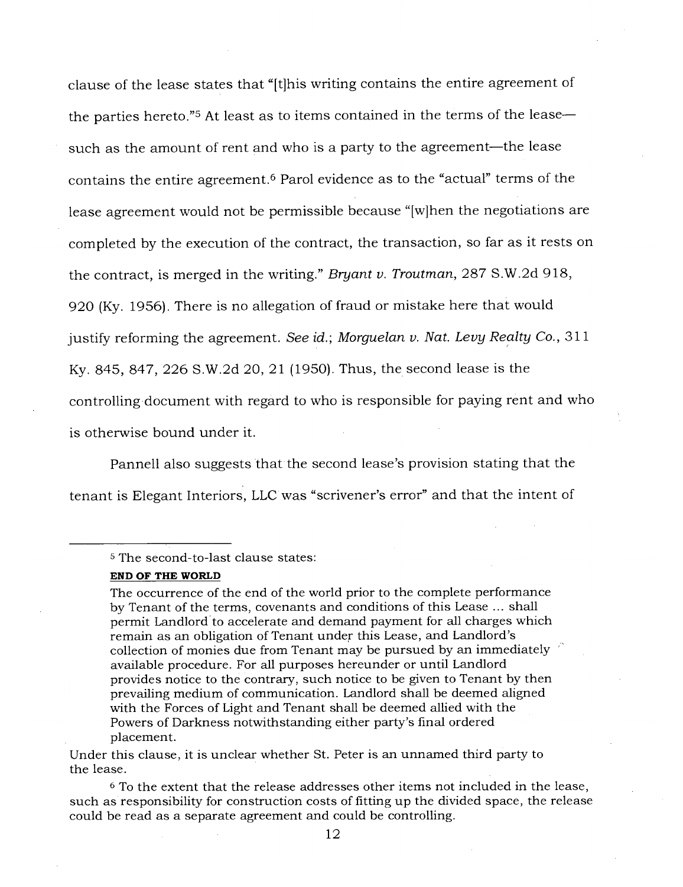clause of the lease states that "[t]his writing contains the entire agreement of the parties hereto."[5] At least as to items contained in the terms of the lease—such as the amount of rent and who is a party to the agreement—the lease contains the entire agreement.[6] Parol evidence as to the "actual" terms of the lease agreement would not be permissible because "[w]hen the negotiations are completed by the execution of the contract, the transaction, so far as it rests on the contract, is merged in the writing." *Bryant v. Troutman*, 287 S.W.2d 918, 920 (Ky. 1956). There is no allegation of fraud or mistake here that would justify reforming the agreement. *See id.*; *Morguelan v. Nat. Levy Realty Co.*, 311 Ky. 845, 847, 226 S.W.2d 20, 21 (1950). Thus, the second lease is the controlling document with regard to who is responsible for paying rent and who is otherwise bound under it.

Pannell also suggests that the second lease's provision stating that the tenant is Elegant Interiors, LLC was "scrivener's error" and that the intent of

---

[5] The second-to-last clause states:

> **END OF THE WORLD**
>
> The occurrence of the end of the world prior to the complete performance by Tenant of the terms, covenants and conditions of this Lease ... shall permit Landlord to accelerate and demand payment for all charges which remain as an obligation of Tenant under this Lease, and Landlord's collection of monies due from Tenant may be pursued by an immediately available procedure. For all purposes hereunder or until Landlord provides notice to the contrary, such notice to be given to Tenant by then prevailing medium of communication. Landlord shall be deemed aligned with the Forces of Light and Tenant shall be deemed allied with the Powers of Darkness notwithstanding either party's final ordered placement.

Under this clause, it is unclear whether St. Peter is an unnamed third party to the lease.

[6] To the extent that the release addresses other items not included in the lease, such as responsibility for construction costs of fitting up the divided space, the release could be read as a separate agreement and could be controlling.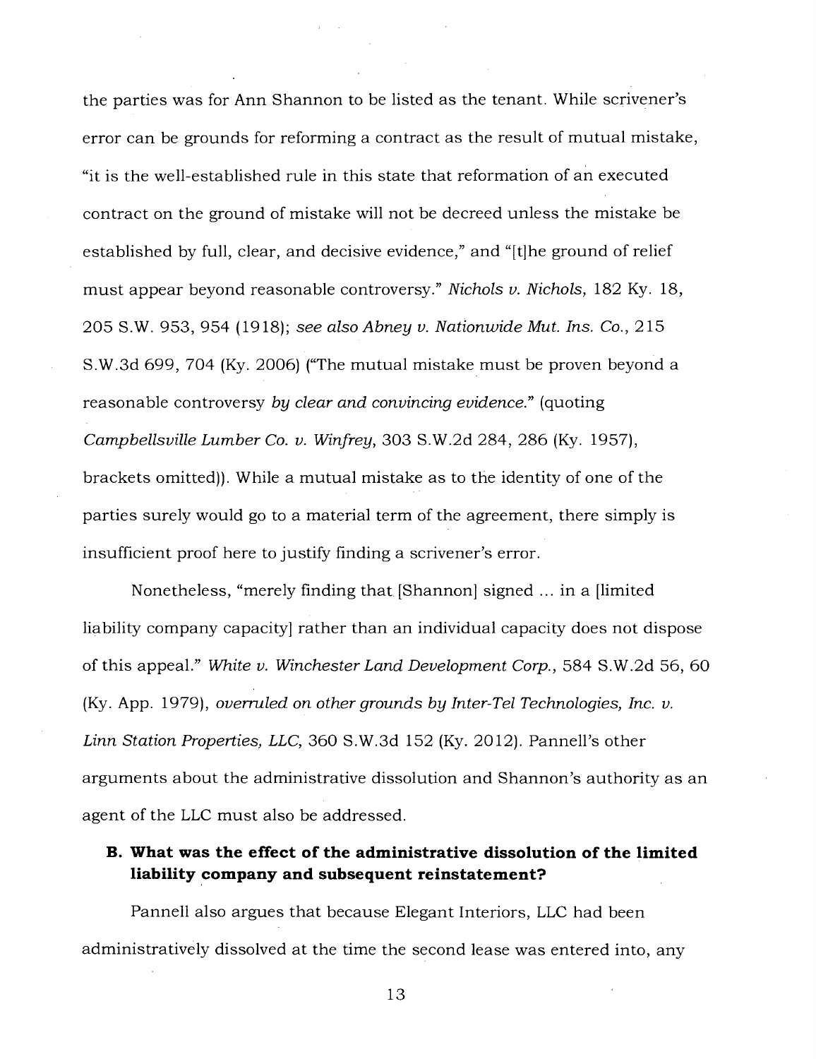the parties was for Ann Shannon to be listed as the tenant. While scrivener's error can be grounds for reforming a contract as the result of mutual mistake, "it is the well-established rule in this state that reformation of an executed contract on the ground of mistake will not be decreed unless the mistake be established by full, clear, and decisive evidence," and "[t]he ground of relief must appear beyond reasonable controversy." *Nichols v. Nichols*, 182 Ky. 18, 205 S.W. 953, 954 (1918); *see also Abney v. Nationwide Mut. Ins. Co.*, 215 S.W.3d 699, 704 (Ky. 2006) ("The mutual mistake must be proven beyond a reasonable controversy *by clear and convincing evidence*." (quoting *Campbellsville Lumber Co. v. Winfrey*, 303 S.W.2d 284, 286 (Ky. 1957), brackets omitted)). While a mutual mistake as to the identity of one of the parties surely would go to a material term of the agreement, there simply is insufficient proof here to justify finding a scrivener's error.

Nonetheless, "merely finding that [Shannon] signed ... in a [limited liability company capacity] rather than an individual capacity does not dispose of this appeal." *White v. Winchester Land Development Corp.*, 584 S.W.2d 56, 60 (Ky. App. 1979), *overruled on other grounds by Inter-Tel Technologies, Inc. v. Linn Station Properties, LLC*, 360 S.W.3d 152 (Ky. 2012). Pannell's other arguments about the administrative dissolution and Shannon's authority as an agent of the LLC must also be addressed.

### B. What was the effect of the administrative dissolution of the limited liability company and subsequent reinstatement?

Pannell also argues that because Elegant Interiors, LLC had been administratively dissolved at the time the second lease was entered into, any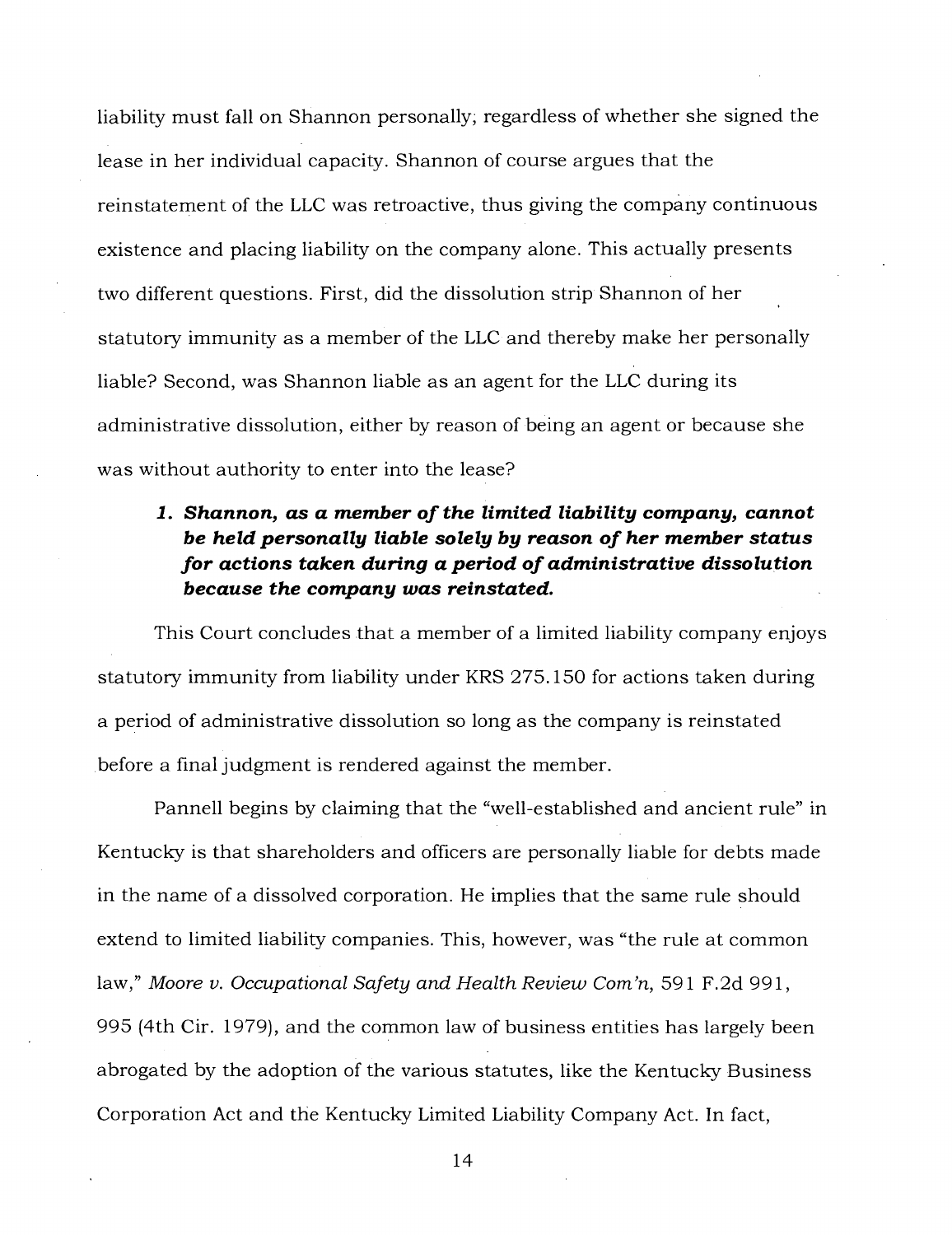liability must fall on Shannon personally, regardless of whether she signed the lease in her individual capacity. Shannon of course argues that the reinstatement of the LLC was retroactive, thus giving the company continuous existence and placing liability on the company alone. This actually presents two different questions. First, did the dissolution strip Shannon of her statutory immunity as a member of the LLC and thereby make her personally liable? Second, was Shannon liable as an agent for the LLC during its administrative dissolution, either by reason of being an agent or because she was without authority to enter into the lease?

### 1. *Shannon, as a member of the limited liability company, cannot be held personally liable solely by reason of her member status for actions taken during a period of administrative dissolution because the company was reinstated.*

This Court concludes that a member of a limited liability company enjoys statutory immunity from liability under KRS 275.150 for actions taken during a period of administrative dissolution so long as the company is reinstated before a final judgment is rendered against the member.

Pannell begins by claiming that the "well-established and ancient rule" in Kentucky is that shareholders and officers are personally liable for debts made in the name of a dissolved corporation. He implies that the same rule should extend to limited liability companies. This, however, was "the rule at common law," *Moore v. Occupational Safety and Health Review Com'n*, 591 F.2d 991, 995 (4th Cir. 1979), and the common law of business entities has largely been abrogated by the adoption of the various statutes, like the Kentucky Business Corporation Act and the Kentucky Limited Liability Company Act. In fact,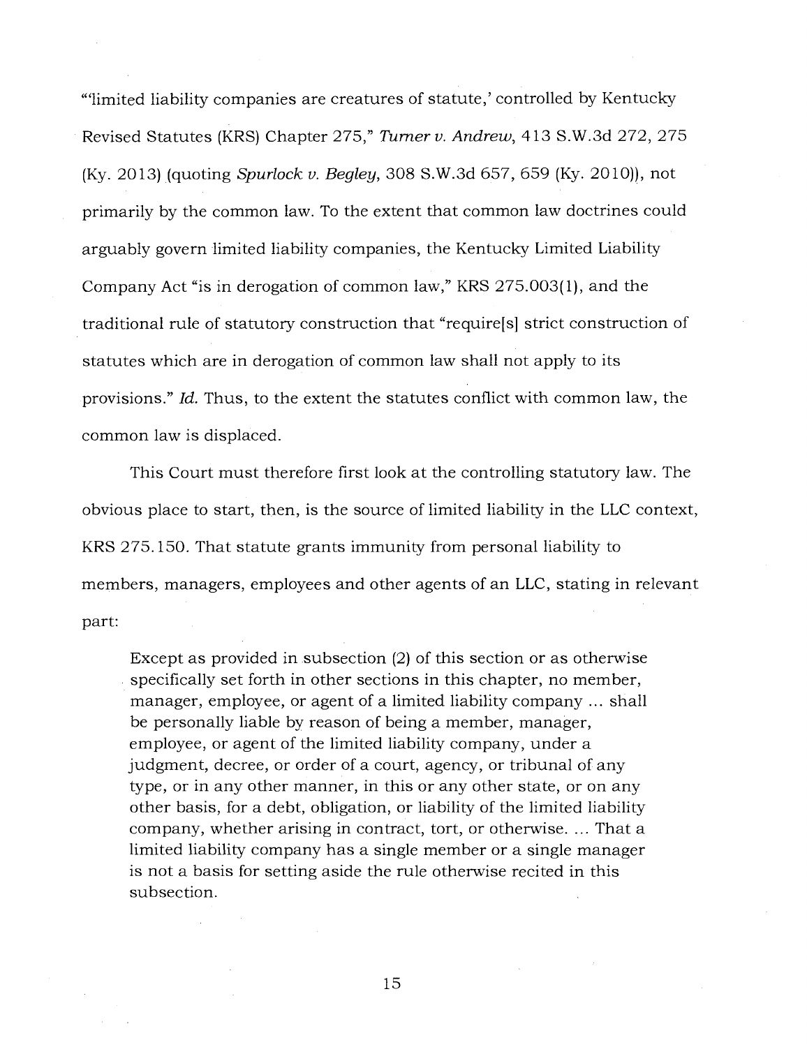"'limited liability companies are creatures of statute,' controlled by Kentucky Revised Statutes (KRS) Chapter 275," *Turner v. Andrew*, 413 S.W.3d 272, 275 (Ky. 2013) (quoting *Spurlock v. Begley*, 308 S.W.3d 657, 659 (Ky. 2010)), not primarily by the common law. To the extent that common law doctrines could arguably govern limited liability companies, the Kentucky Limited Liability Company Act "is in derogation of common law," KRS 275.003(1), and the traditional rule of statutory construction that "require[s] strict construction of statutes which are in derogation of common law shall not apply to its provisions." *Id.* Thus, to the extent the statutes conflict with common law, the common law is displaced.

This Court must therefore first look at the controlling statutory law. The obvious place to start, then, is the source of limited liability in the LLC context, KRS 275.150. That statute grants immunity from personal liability to members, managers, employees and other agents of an LLC, stating in relevant part:

> Except as provided in subsection (2) of this section or as otherwise specifically set forth in other sections in this chapter, no member, manager, employee, or agent of a limited liability company ... shall be personally liable by reason of being a member, manager, employee, or agent of the limited liability company, under a judgment, decree, or order of a court, agency, or tribunal of any type, or in any other manner, in this or any other state, or on any other basis, for a debt, obligation, or liability of the limited liability company, whether arising in contract, tort, or otherwise. ... That a limited liability company has a single member or a single manager is not a basis for setting aside the rule otherwise recited in this subsection.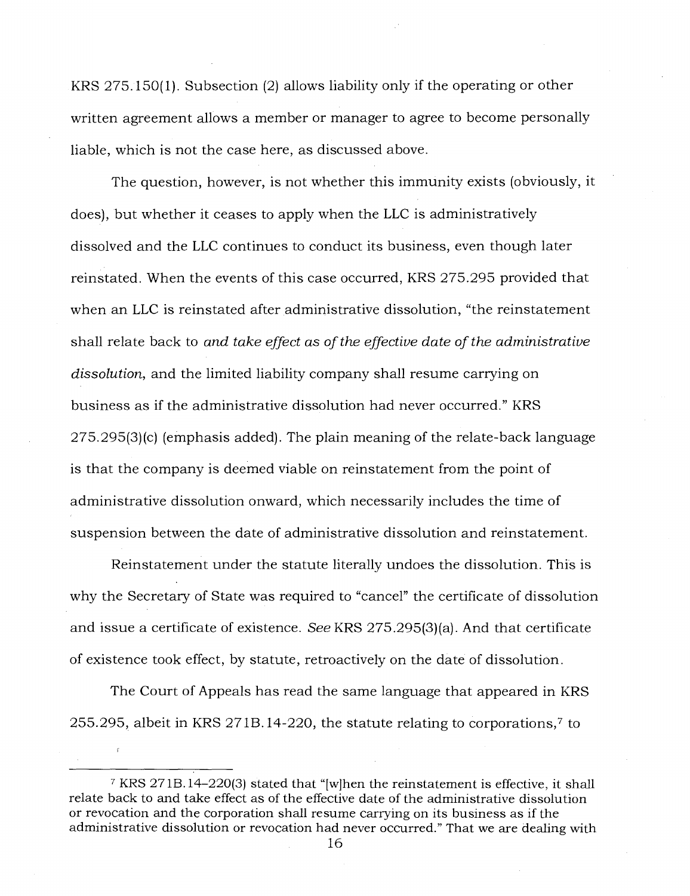KRS 275.150(1). Subsection (2) allows liability only if the operating or other written agreement allows a member or manager to agree to become personally liable, which is not the case here, as discussed above.

The question, however, is not whether this immunity exists (obviously, it does), but whether it ceases to apply when the LLC is administratively dissolved and the LLC continues to conduct its business, even though later reinstated. When the events of this case occurred, KRS 275.295 provided that when an LLC is reinstated after administrative dissolution, "the reinstatement shall relate back to *and take effect as of the effective date of the administrative dissolution*, and the limited liability company shall resume carrying on business as if the administrative dissolution had never occurred." KRS 275.295(3)(c) (emphasis added). The plain meaning of the relate-back language is that the company is deemed viable on reinstatement from the point of administrative dissolution onward, which necessarily includes the time of suspension between the date of administrative dissolution and reinstatement.

Reinstatement under the statute literally undoes the dissolution. This is why the Secretary of State was required to "cancel" the certificate of dissolution and issue a certificate of existence. *See* KRS 275.295(3)(a). And that certificate of existence took effect, by statute, retroactively on the date of dissolution.

The Court of Appeals has read the same language that appeared in KRS 255.295, albeit in KRS 271B.14-220, the statute relating to corporations,[7] to

---

[7] KRS 271B.14–220(3) stated that "[w]hen the reinstatement is effective, it shall relate back to and take effect as of the effective date of the administrative dissolution or revocation and the corporation shall resume carrying on its business as if the administrative dissolution or revocation had never occurred." That we are dealing with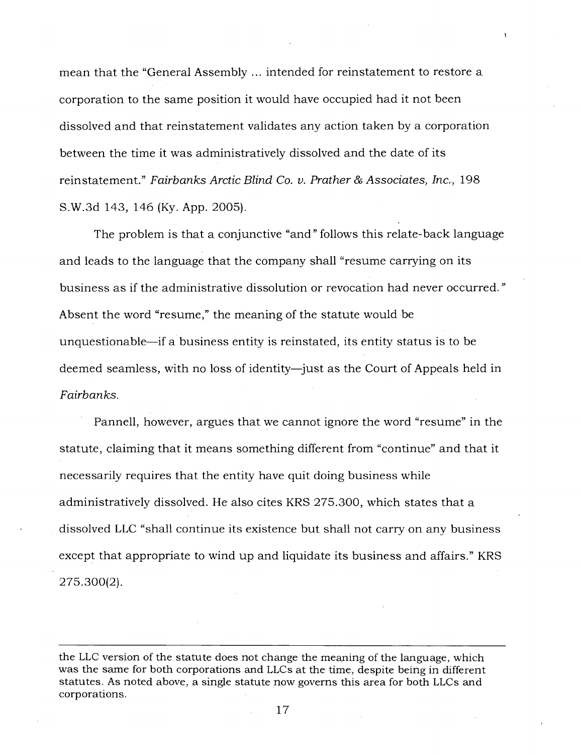mean that the "General Assembly ... intended for reinstatement to restore a corporation to the same position it would have occupied had it not been dissolved and that reinstatement validates any action taken by a corporation between the time it was administratively dissolved and the date of its reinstatement." *Fairbanks Arctic Blind Co. v. Prather & Associates, Inc.*, 198 S.W.3d 143, 146 (Ky. App. 2005).

The problem is that a conjunctive "and" follows this relate-back language and leads to the language that the company shall "resume carrying on its business as if the administrative dissolution or revocation had never occurred." Absent the word "resume," the meaning of the statute would be unquestionable—if a business entity is reinstated, its entity status is to be deemed seamless, with no loss of identity—just as the Court of Appeals held in *Fairbanks*.

Pannell, however, argues that we cannot ignore the word "resume" in the statute, claiming that it means something different from "continue" and that it necessarily requires that the entity have quit doing business while administratively dissolved. He also cites KRS 275.300, which states that a dissolved LLC "shall continue its existence but shall not carry on any business except that appropriate to wind up and liquidate its business and affairs." KRS 275.300(2).

---

the LLC version of the statute does not change the meaning of the language, which was the same for both corporations and LLCs at the time, despite being in different statutes. As noted above, a single statute now governs this area for both LLCs and corporations.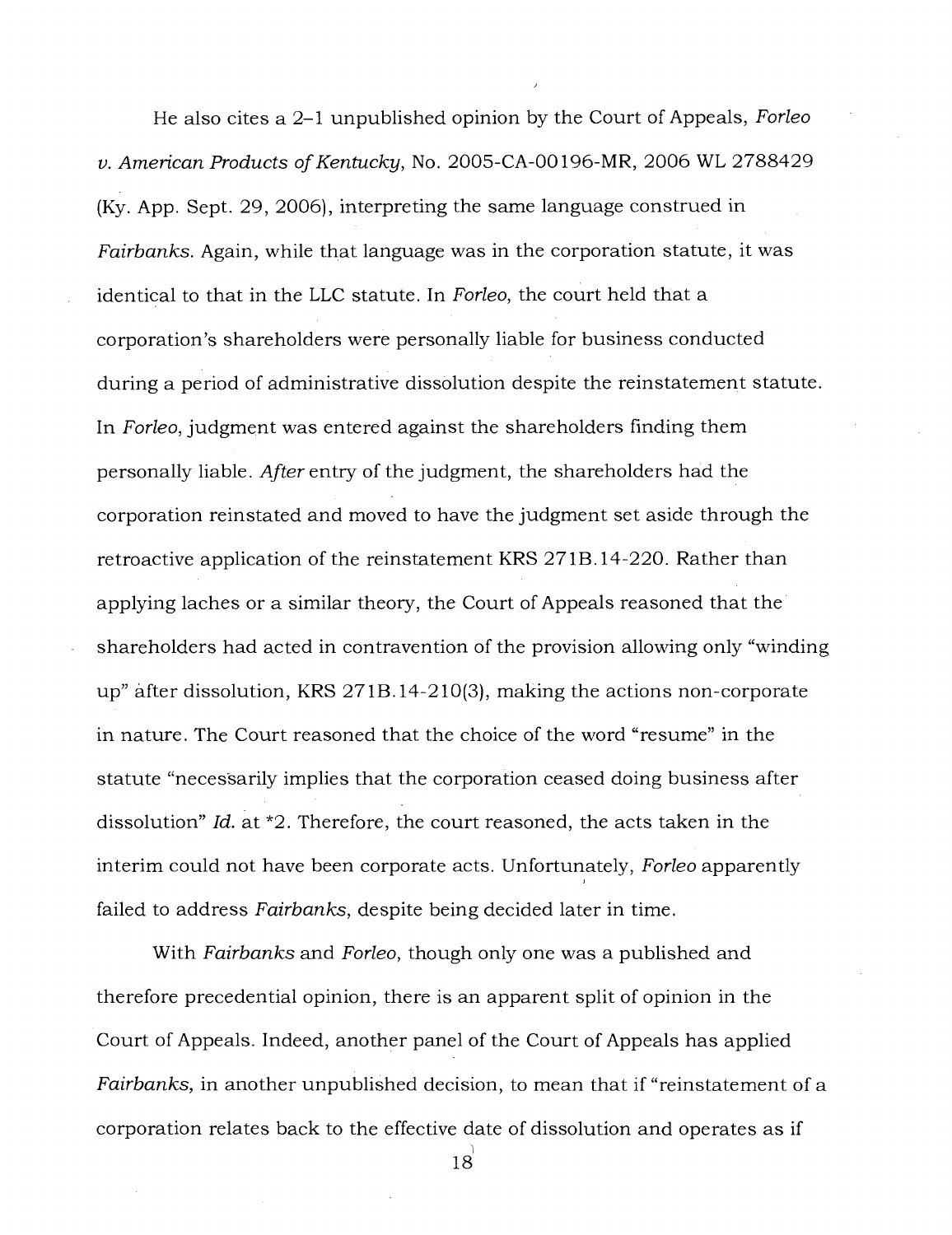He also cites a 2–1 unpublished opinion by the Court of Appeals, *Forleo v. American Products of Kentucky*, No. 2005-CA-00196-MR, 2006 WL 2788429 (Ky. App. Sept. 29, 2006), interpreting the same language construed in *Fairbanks*. Again, while that language was in the corporation statute, it was identical to that in the LLC statute. In *Forleo*, the court held that a corporation's shareholders were personally liable for business conducted during a period of administrative dissolution despite the reinstatement statute. In *Forleo*, judgment was entered against the shareholders finding them personally liable. *After* entry of the judgment, the shareholders had the corporation reinstated and moved to have the judgment set aside through the retroactive application of the reinstatement KRS 271B.14-220. Rather than applying laches or a similar theory, the Court of Appeals reasoned that the shareholders had acted in contravention of the provision allowing only "winding up" after dissolution, KRS 271B.14-210(3), making the actions non-corporate in nature. The Court reasoned that the choice of the word "resume" in the statute "necessarily implies that the corporation ceased doing business after dissolution" *Id.* at *2. Therefore, the court reasoned, the acts taken in the interim could not have been corporate acts. Unfortunately, *Forleo* apparently failed to address *Fairbanks*, despite being decided later in time.

With *Fairbanks* and *Forleo*, though only one was a published and therefore precedential opinion, there is an apparent split of opinion in the Court of Appeals. Indeed, another panel of the Court of Appeals has applied *Fairbanks*, in another unpublished decision, to mean that if "reinstatement of a corporation relates back to the effective date of dissolution and operates as if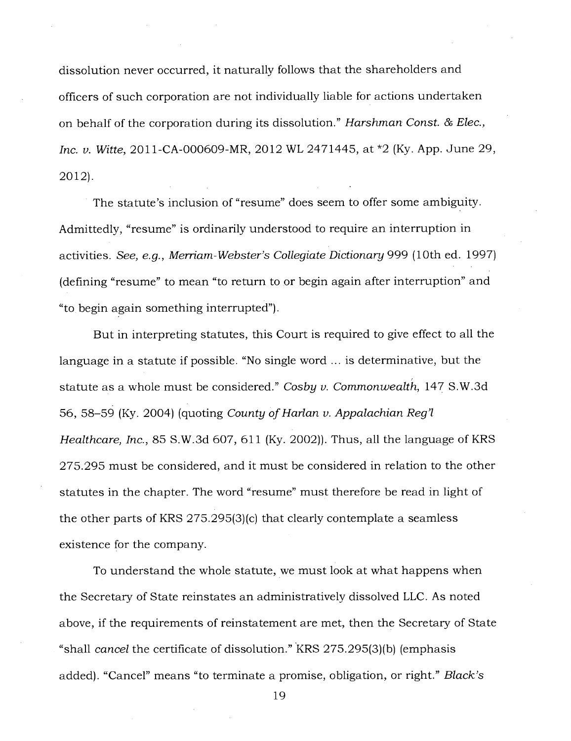dissolution never occurred, it naturally follows that the shareholders and officers of such corporation are not individually liable for actions undertaken on behalf of the corporation during its dissolution." *Harshman Const. & Elec., Inc. v. Witte*, 2011-CA-000609-MR, 2012 WL 2471445, at *2 (Ky. App. June 29, 2012).

The statute's inclusion of "resume" does seem to offer some ambiguity. Admittedly, "resume" is ordinarily understood to require an interruption in activities. *See, e.g., Merriam-Webster's Collegiate Dictionary* 999 (10th ed. 1997) (defining "resume" to mean "to return to or begin again after interruption" and "to begin again something interrupted").

But in interpreting statutes, this Court is required to give effect to all the language in a statute if possible. "No single word ... is determinative, but the statute as a whole must be considered." *Cosby v. Commonwealth*, 147 S.W.3d 56, 58–59 (Ky. 2004) (quoting *County of Harlan v. Appalachian Reg'l Healthcare, Inc.*, 85 S.W.3d 607, 611 (Ky. 2002)). Thus, all the language of KRS 275.295 must be considered, and it must be considered in relation to the other statutes in the chapter. The word "resume" must therefore be read in light of the other parts of KRS 275.295(3)(c) that clearly contemplate a seamless existence for the company.

To understand the whole statute, we must look at what happens when the Secretary of State reinstates an administratively dissolved LLC. As noted above, if the requirements of reinstatement are met, then the Secretary of State "shall *cancel* the certificate of dissolution." KRS 275.295(3)(b) (emphasis added). "Cancel" means "to terminate a promise, obligation, or right." *Black's*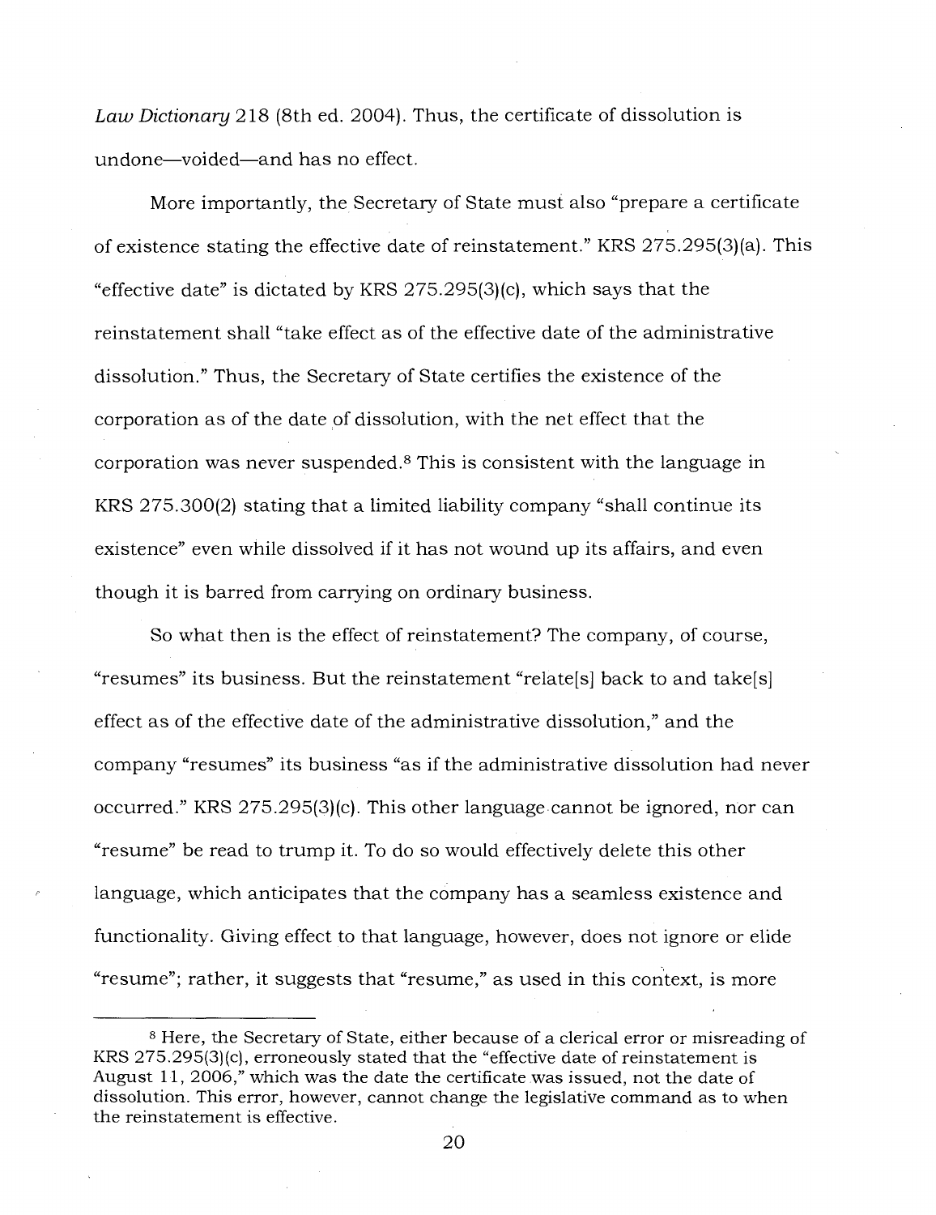*Law Dictionary* 218 (8th ed. 2004). Thus, the certificate of dissolution is undone—voided—and has no effect.

More importantly, the Secretary of State must also "prepare a certificate of existence stating the effective date of reinstatement." KRS 275.295(3)(a). This "effective date" is dictated by KRS 275.295(3)(c), which says that the reinstatement shall "take effect as of the effective date of the administrative dissolution." Thus, the Secretary of State certifies the existence of the corporation as of the date of dissolution, with the net effect that the corporation was never suspended.[8] This is consistent with the language in KRS 275.300(2) stating that a limited liability company "shall continue its existence" even while dissolved if it has not wound up its affairs, and even though it is barred from carrying on ordinary business.

So what then is the effect of reinstatement? The company, of course, "resumes" its business. But the reinstatement "relate[s] back to and take[s] effect as of the effective date of the administrative dissolution," and the company "resumes" its business "as if the administrative dissolution had never occurred." KRS 275.295(3)(c). This other language cannot be ignored, nor can "resume" be read to trump it. To do so would effectively delete this other language, which anticipates that the company has a seamless existence and functionality. Giving effect to that language, however, does not ignore or elide "resume"; rather, it suggests that "resume," as used in this context, is more

---

[8] Here, the Secretary of State, either because of a clerical error or misreading of KRS 275.295(3)(c), erroneously stated that the "effective date of reinstatement is August 11, 2006," which was the date the certificate was issued, not the date of dissolution. This error, however, cannot change the legislative command as to when the reinstatement is effective.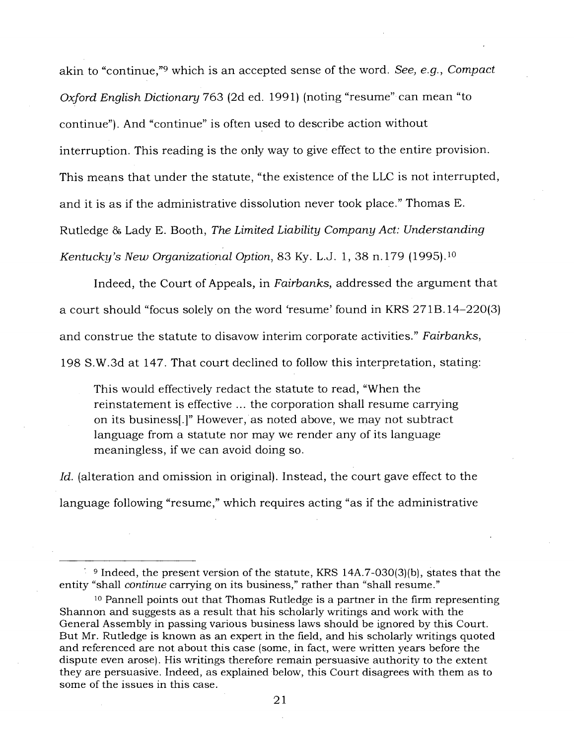akin to "continue,"[9] which is an accepted sense of the word. *See, e.g., Compact Oxford English Dictionary* 763 (2d ed. 1991) (noting "resume" can mean "to continue"). And "continue" is often used to describe action without interruption. This reading is the only way to give effect to the entire provision. This means that under the statute, "the existence of the LLC is not interrupted, and it is as if the administrative dissolution never took place." Thomas E. Rutledge & Lady E. Booth, *The Limited Liability Company Act: Understanding Kentucky's New Organizational Option*, 83 Ky. L.J. 1, 38 n.179 (1995).[10]

Indeed, the Court of Appeals, in *Fairbanks*, addressed the argument that a court should "focus solely on the word 'resume' found in KRS 271B.14–220(3) and construe the statute to disavow interim corporate activities." *Fairbanks*, 198 S.W.3d at 147. That court declined to follow this interpretation, stating:

> This would effectively redact the statute to read, "When the reinstatement is effective ... the corporation shall resume carrying on its business[.]" However, as noted above, we may not subtract language from a statute nor may we render any of its language meaningless, if we can avoid doing so.

*Id.* (alteration and omission in original). Instead, the court gave effect to the language following "resume," which requires acting "as if the administrative

---

[9] Indeed, the present version of the statute, KRS 14A.7-030(3)(b), states that the entity "shall *continue* carrying on its business," rather than "shall resume."

[10] Pannell points out that Thomas Rutledge is a partner in the firm representing Shannon and suggests as a result that his scholarly writings and work with the General Assembly in passing various business laws should be ignored by this Court. But Mr. Rutledge is known as an expert in the field, and his scholarly writings quoted and referenced are not about this case (some, in fact, were written years before the dispute even arose). His writings therefore remain persuasive authority to the extent they are persuasive. Indeed, as explained below, this Court disagrees with them as to some of the issues in this case.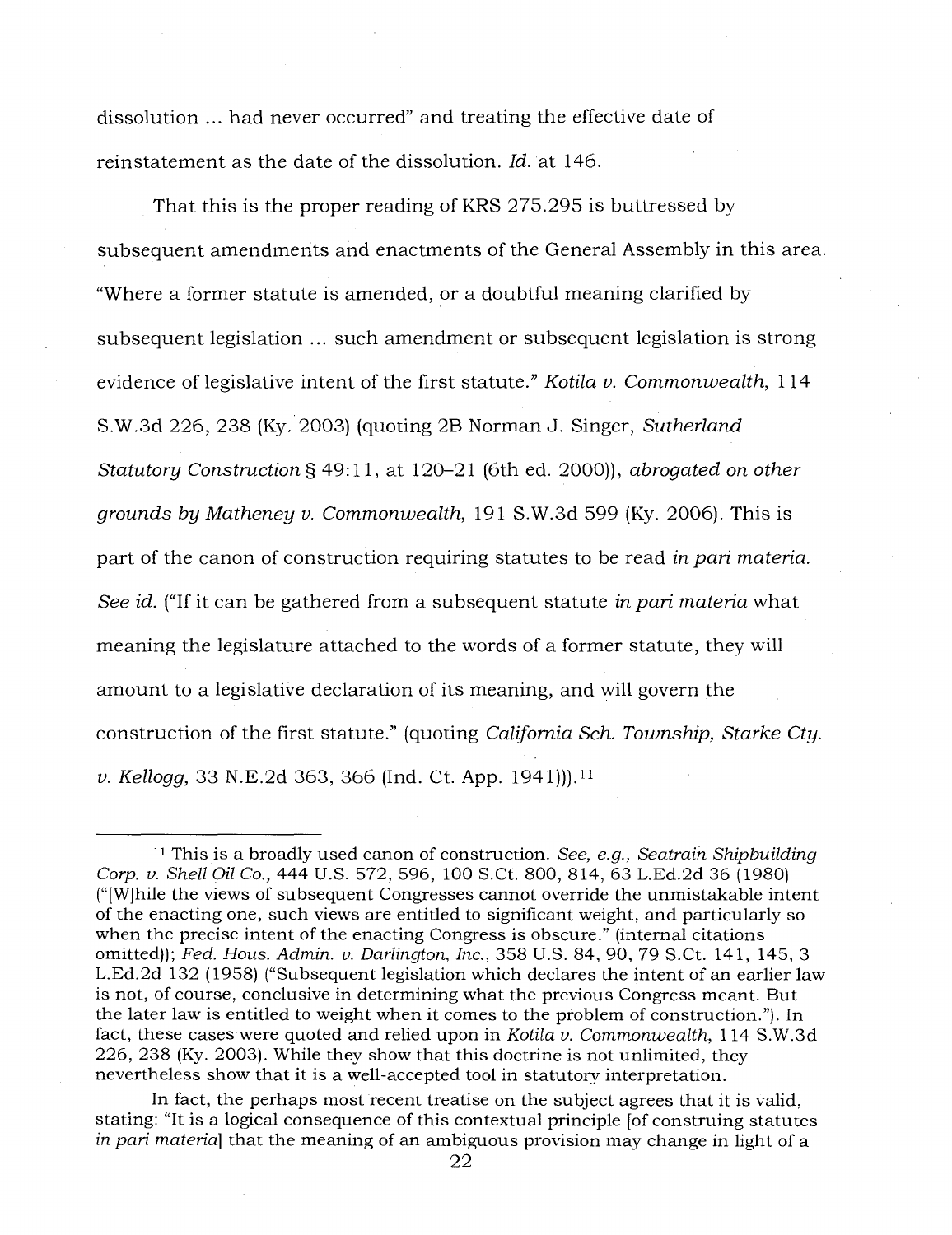dissolution ... had never occurred" and treating the effective date of reinstatement as the date of the dissolution. *Id.* at 146.

That this is the proper reading of KRS 275.295 is buttressed by subsequent amendments and enactments of the General Assembly in this area. "Where a former statute is amended, or a doubtful meaning clarified by subsequent legislation ... such amendment or subsequent legislation is strong evidence of legislative intent of the first statute." *Kotila v. Commonwealth*, 114 S.W.3d 226, 238 (Ky. 2003) (quoting 2B Norman J. Singer, *Sutherland Statutory Construction* § 49:11, at 120–21 (6th ed. 2000)), *abrogated on other grounds by Matheney v. Commonwealth*, 191 S.W.3d 599 (Ky. 2006). This is part of the canon of construction requiring statutes to be read *in pari materia*. *See id.* ("If it can be gathered from a subsequent statute *in pari materia* what meaning the legislature attached to the words of a former statute, they will amount to a legislative declaration of its meaning, and will govern the construction of the first statute." (quoting *California Sch. Township, Starke Cty. v. Kellogg*, 33 N.E.2d 363, 366 (Ind. Ct. App. 1941))).[11]

---

[11] This is a broadly used canon of construction. *See, e.g., Seatrain Shipbuilding Corp. v. Shell Oil Co.*, 444 U.S. 572, 596, 100 S.Ct. 800, 814, 63 L.Ed.2d 36 (1980) ("[W]hile the views of subsequent Congresses cannot override the unmistakable intent of the enacting one, such views are entitled to significant weight, and particularly so when the precise intent of the enacting Congress is obscure." (internal citations omitted)); *Fed. Hous. Admin. v. Darlington, Inc.*, 358 U.S. 84, 90, 79 S.Ct. 141, 145, 3 L.Ed.2d 132 (1958) ("Subsequent legislation which declares the intent of an earlier law is not, of course, conclusive in determining what the previous Congress meant. But the later law is entitled to weight when it comes to the problem of construction."). In fact, these cases were quoted and relied upon in *Kotila v. Commonwealth*, 114 S.W.3d 226, 238 (Ky. 2003). While they show that this doctrine is not unlimited, they nevertheless show that it is a well-accepted tool in statutory interpretation.

In fact, the perhaps most recent treatise on the subject agrees that it is valid, stating: "It is a logical consequence of this contextual principle [of construing statutes *in pari materia*] that the meaning of an ambiguous provision may change in light of a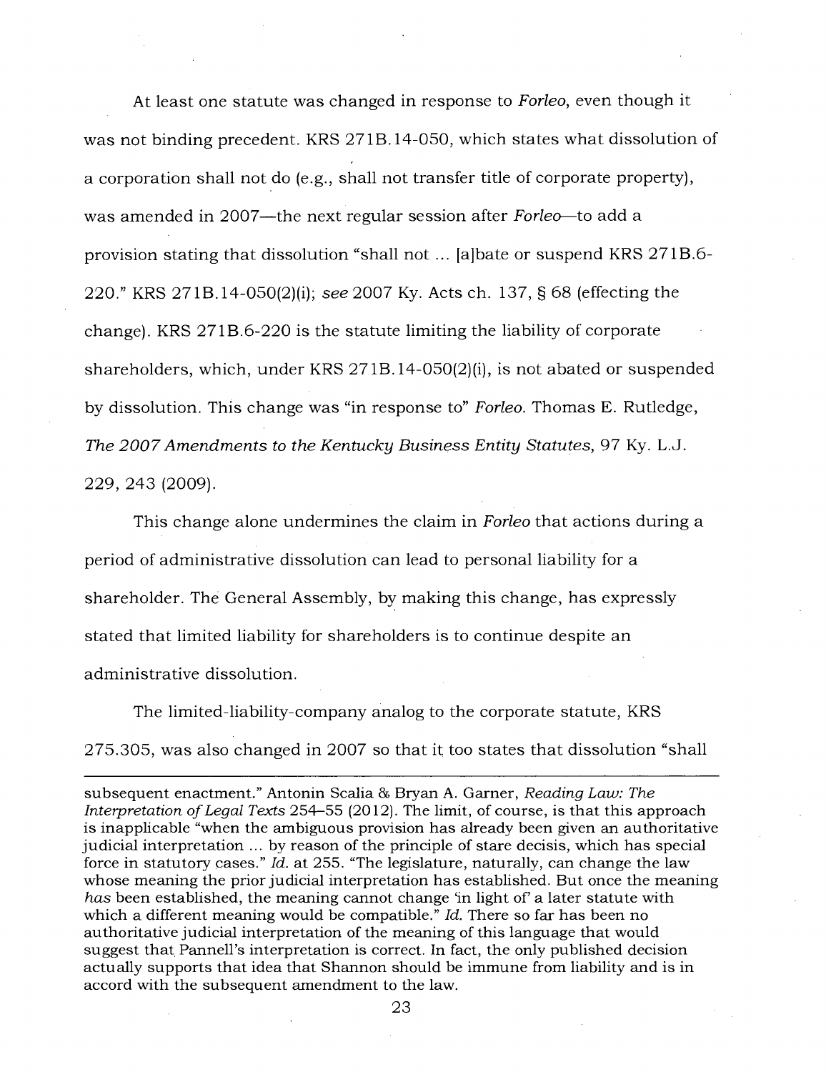At least one statute was changed in response to *Forleo*, even though it was not binding precedent. KRS 271B.14-050, which states what dissolution of a corporation shall not do (e.g., shall not transfer title of corporate property), was amended in 2007—the next regular session after *Forleo*—to add a provision stating that dissolution "shall not ... [a]bate or suspend KRS 271B.6-220." KRS 271B.14-050(2)(i); *see* 2007 Ky. Acts ch. 137, § 68 (effecting the change). KRS 271B.6-220 is the statute limiting the liability of corporate shareholders, which, under KRS 271B.14-050(2)(i), is not abated or suspended by dissolution. This change was "in response to" *Forleo*. Thomas E. Rutledge, *The 2007 Amendments to the Kentucky Business Entity Statutes*, 97 Ky. L.J. 229, 243 (2009).

This change alone undermines the claim in *Forleo* that actions during a period of administrative dissolution can lead to personal liability for a shareholder. The General Assembly, by making this change, has expressly stated that limited liability for shareholders is to continue despite an administrative dissolution.

The limited-liability-company analog to the corporate statute, KRS 275.305, was also changed in 2007 so that it too states that dissolution "shall

---

subsequent enactment." Antonin Scalia & Bryan A. Garner, *Reading Law: The Interpretation of Legal Texts* 254–55 (2012). The limit, of course, is that this approach is inapplicable "when the ambiguous provision has already been given an authoritative judicial interpretation ... by reason of the principle of stare decisis, which has special force in statutory cases." *Id.* at 255. "The legislature, naturally, can change the law whose meaning the prior judicial interpretation has established. But once the meaning *has* been established, the meaning cannot change 'in light of' a later statute with which a different meaning would be compatible." *Id.* There so far has been no authoritative judicial interpretation of the meaning of this language that would suggest that Pannell's interpretation is correct. In fact, the only published decision actually supports that idea that Shannon should be immune from liability and is in accord with the subsequent amendment to the law.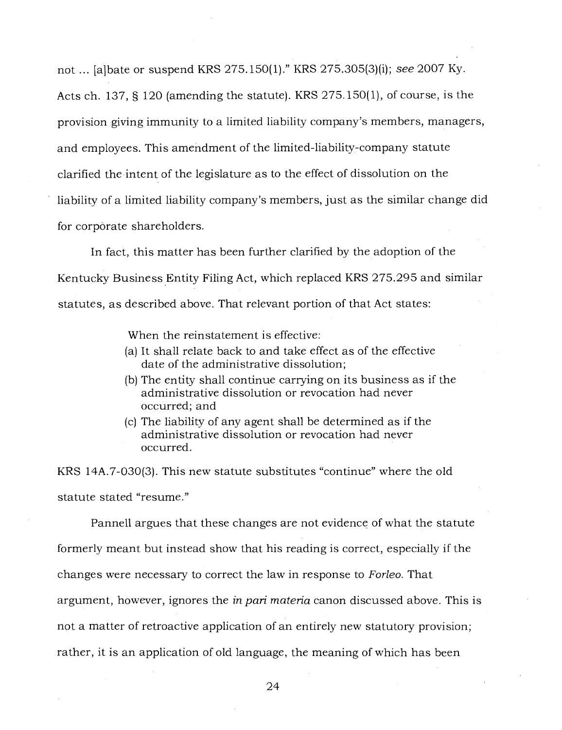not ... [a]bate or suspend KRS 275.150(1)." KRS 275.305(3)(i); *see* 2007 Ky. Acts ch. 137, § 120 (amending the statute). KRS 275.150(1), of course, is the provision giving immunity to a limited liability company's members, managers, and employees. This amendment of the limited-liability-company statute clarified the intent of the legislature as to the effect of dissolution on the liability of a limited liability company's members, just as the similar change did for corporate shareholders.

In fact, this matter has been further clarified by the adoption of the Kentucky Business Entity Filing Act, which replaced KRS 275.295 and similar statutes, as described above. That relevant portion of that Act states:

> When the reinstatement is effective:
>
> (a) It shall relate back to and take effect as of the effective date of the administrative dissolution;
>
> (b) The entity shall continue carrying on its business as if the administrative dissolution or revocation had never occurred; and
>
> (c) The liability of any agent shall be determined as if the administrative dissolution or revocation had never occurred.

KRS 14A.7-030(3). This new statute substitutes "continue" where the old statute stated "resume."

Pannell argues that these changes are not evidence of what the statute formerly meant but instead show that his reading is correct, especially if the changes were necessary to correct the law in response to *Forleo*. That argument, however, ignores the *in pari materia* canon discussed above. This is not a matter of retroactive application of an entirely new statutory provision; rather, it is an application of old language, the meaning of which has been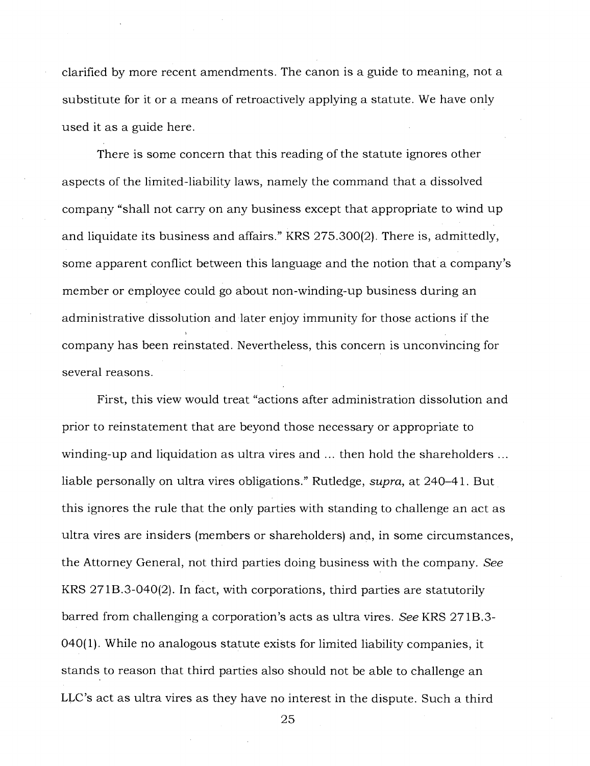clarified by more recent amendments. The canon is a guide to meaning, not a substitute for it or a means of retroactively applying a statute. We have only used it as a guide here.

There is some concern that this reading of the statute ignores other aspects of the limited-liability laws, namely the command that a dissolved company "shall not carry on any business except that appropriate to wind up and liquidate its business and affairs." KRS 275.300(2). There is, admittedly, some apparent conflict between this language and the notion that a company's member or employee could go about non-winding-up business during an administrative dissolution and later enjoy immunity for those actions if the company has been reinstated. Nevertheless, this concern is unconvincing for several reasons.

First, this view would treat "actions after administration dissolution and prior to reinstatement that are beyond those necessary or appropriate to winding-up and liquidation as ultra vires and ... then hold the shareholders ... liable personally on ultra vires obligations." Rutledge, *supra*, at 240–41. But this ignores the rule that the only parties with standing to challenge an act as ultra vires are insiders (members or shareholders) and, in some circumstances, the Attorney General, not third parties doing business with the company. *See* KRS 271B.3-040(2). In fact, with corporations, third parties are statutorily barred from challenging a corporation's acts as ultra vires. *See* KRS 271B.3-040(1). While no analogous statute exists for limited liability companies, it stands to reason that third parties also should not be able to challenge an LLC's act as ultra vires as they have no interest in the dispute. Such a third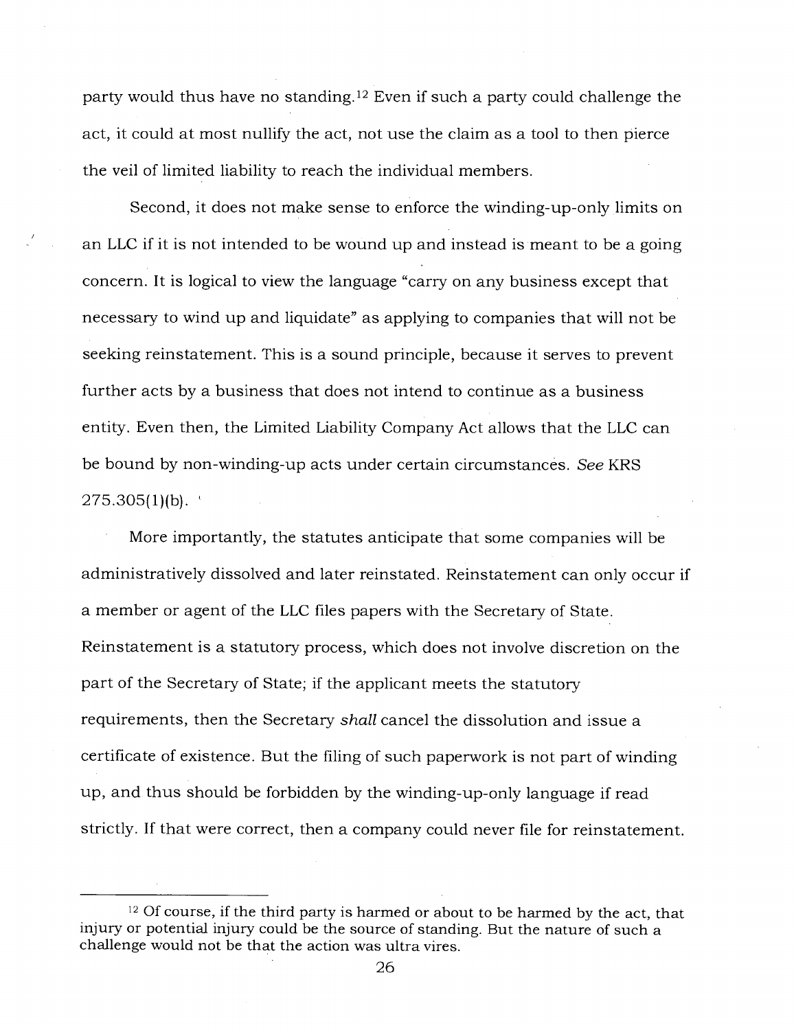party would thus have no standing.[12] Even if such a party could challenge the act, it could at most nullify the act, not use the claim as a tool to then pierce the veil of limited liability to reach the individual members.

Second, it does not make sense to enforce the winding-up-only limits on an LLC if it is not intended to be wound up and instead is meant to be a going concern. It is logical to view the language "carry on any business except that necessary to wind up and liquidate" as applying to companies that will not be seeking reinstatement. This is a sound principle, because it serves to prevent further acts by a business that does not intend to continue as a business entity. Even then, the Limited Liability Company Act allows that the LLC can be bound by non-winding-up acts under certain circumstances. *See* KRS 275.305(1)(b).

More importantly, the statutes anticipate that some companies will be administratively dissolved and later reinstated. Reinstatement can only occur if a member or agent of the LLC files papers with the Secretary of State. Reinstatement is a statutory process, which does not involve discretion on the part of the Secretary of State; if the applicant meets the statutory requirements, then the Secretary *shall* cancel the dissolution and issue a certificate of existence. But the filing of such paperwork is not part of winding up, and thus should be forbidden by the winding-up-only language if read strictly. If that were correct, then a company could never file for reinstatement.

---

[12] Of course, if the third party is harmed or about to be harmed by the act, that injury or potential injury could be the source of standing. But the nature of such a challenge would not be that the action was ultra vires.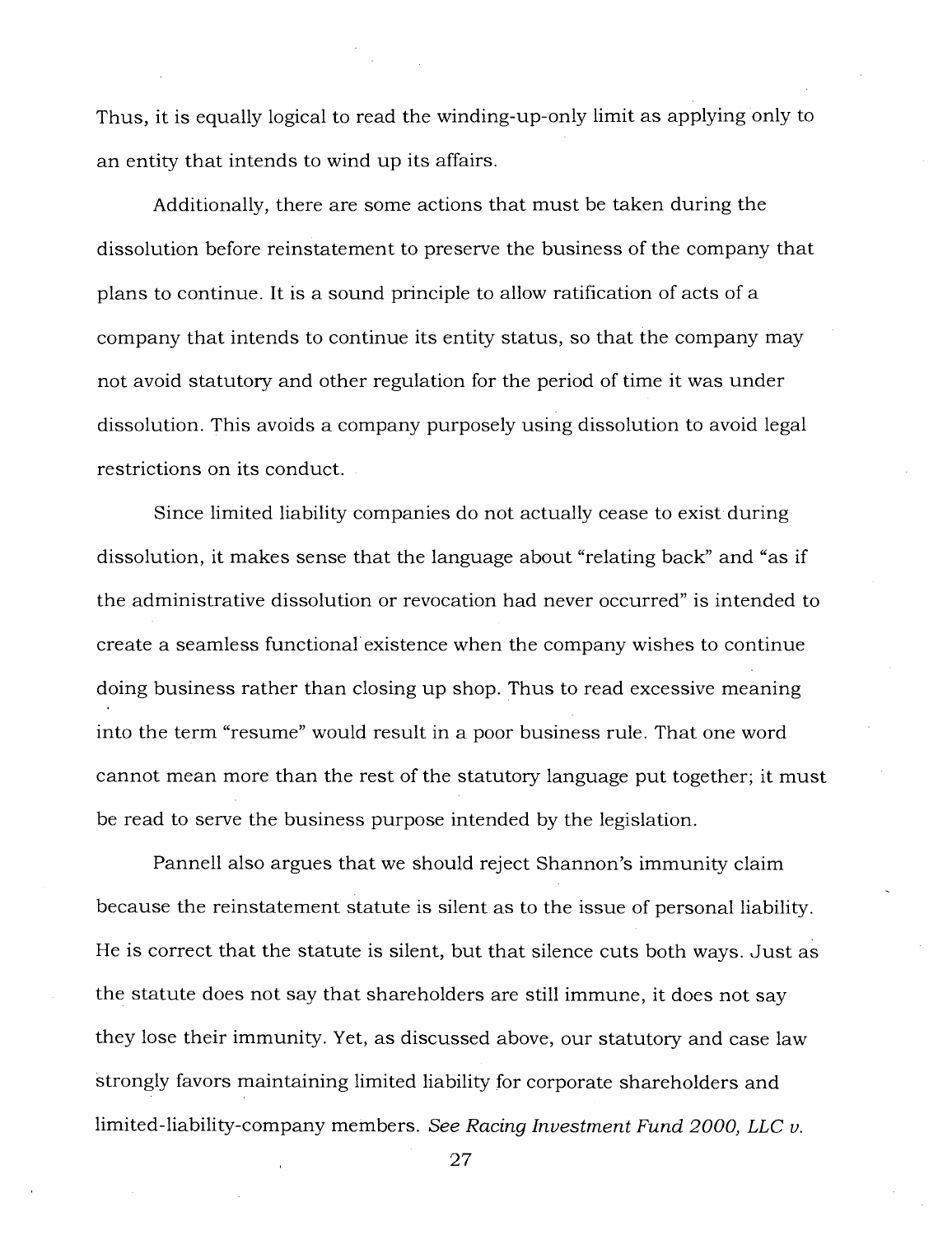Thus, it is equally logical to read the winding-up-only limit as applying only to an entity that intends to wind up its affairs.

Additionally, there are some actions that must be taken during the dissolution before reinstatement to preserve the business of the company that plans to continue. It is a sound principle to allow ratification of acts of a company that intends to continue its entity status, so that the company may not avoid statutory and other regulation for the period of time it was under dissolution. This avoids a company purposely using dissolution to avoid legal restrictions on its conduct.

Since limited liability companies do not actually cease to exist during dissolution, it makes sense that the language about "relating back" and "as if the administrative dissolution or revocation had never occurred" is intended to create a seamless functional existence when the company wishes to continue doing business rather than closing up shop. Thus to read excessive meaning into the term "resume" would result in a poor business rule. That one word cannot mean more than the rest of the statutory language put together; it must be read to serve the business purpose intended by the legislation.

Pannell also argues that we should reject Shannon's immunity claim because the reinstatement statute is silent as to the issue of personal liability. He is correct that the statute is silent, but that silence cuts both ways. Just as the statute does not say that shareholders are still immune, it does not say they lose their immunity. Yet, as discussed above, our statutory and case law strongly favors maintaining limited liability for corporate shareholders and limited-liability-company members. *See Racing Investment Fund 2000, LLC v.*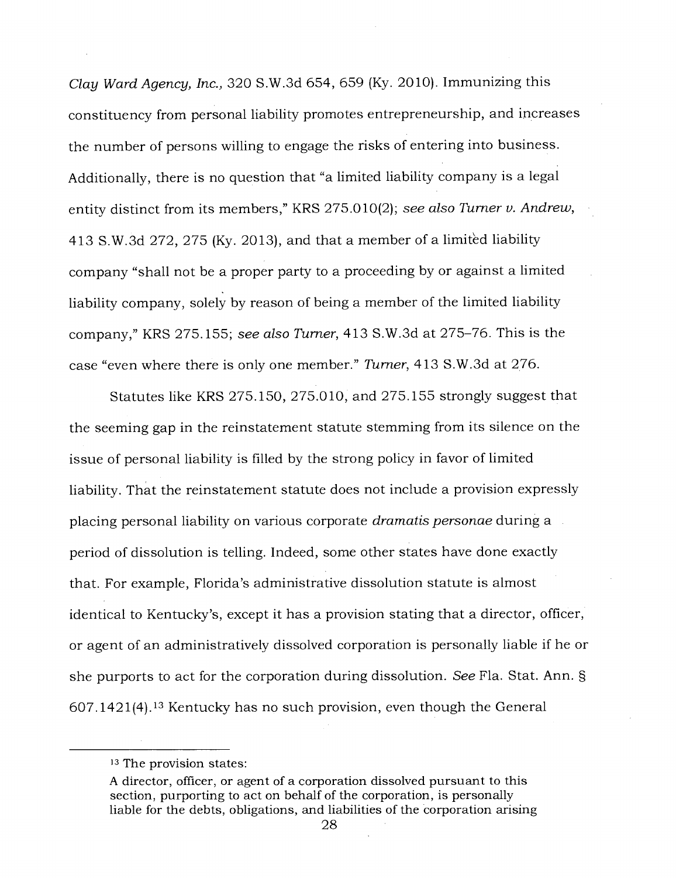*Clay Ward Agency, Inc.*, 320 S.W.3d 654, 659 (Ky. 2010). Immunizing this constituency from personal liability promotes entrepreneurship, and increases the number of persons willing to engage the risks of entering into business. Additionally, there is no question that "a limited liability company is a legal entity distinct from its members," KRS 275.010(2); *see also Turner v. Andrew*, 413 S.W.3d 272, 275 (Ky. 2013), and that a member of a limited liability company "shall not be a proper party to a proceeding by or against a limited liability company, solely by reason of being a member of the limited liability company," KRS 275.155; *see also Turner*, 413 S.W.3d at 275–76. This is the case "even where there is only one member." *Turner*, 413 S.W.3d at 276.

Statutes like KRS 275.150, 275.010, and 275.155 strongly suggest that the seeming gap in the reinstatement statute stemming from its silence on the issue of personal liability is filled by the strong policy in favor of limited liability. That the reinstatement statute does not include a provision expressly placing personal liability on various corporate *dramatis personae* during a period of dissolution is telling. Indeed, some other states have done exactly that. For example, Florida's administrative dissolution statute is almost identical to Kentucky's, except it has a provision stating that a director, officer, or agent of an administratively dissolved corporation is personally liable if he or she purports to act for the corporation during dissolution. *See* Fla. Stat. Ann. § 607.1421(4).[13] Kentucky has no such provision, even though the General

---

[13] The provision states:

A director, officer, or agent of a corporation dissolved pursuant to this section, purporting to act on behalf of the corporation, is personally liable for the debts, obligations, and liabilities of the corporation arising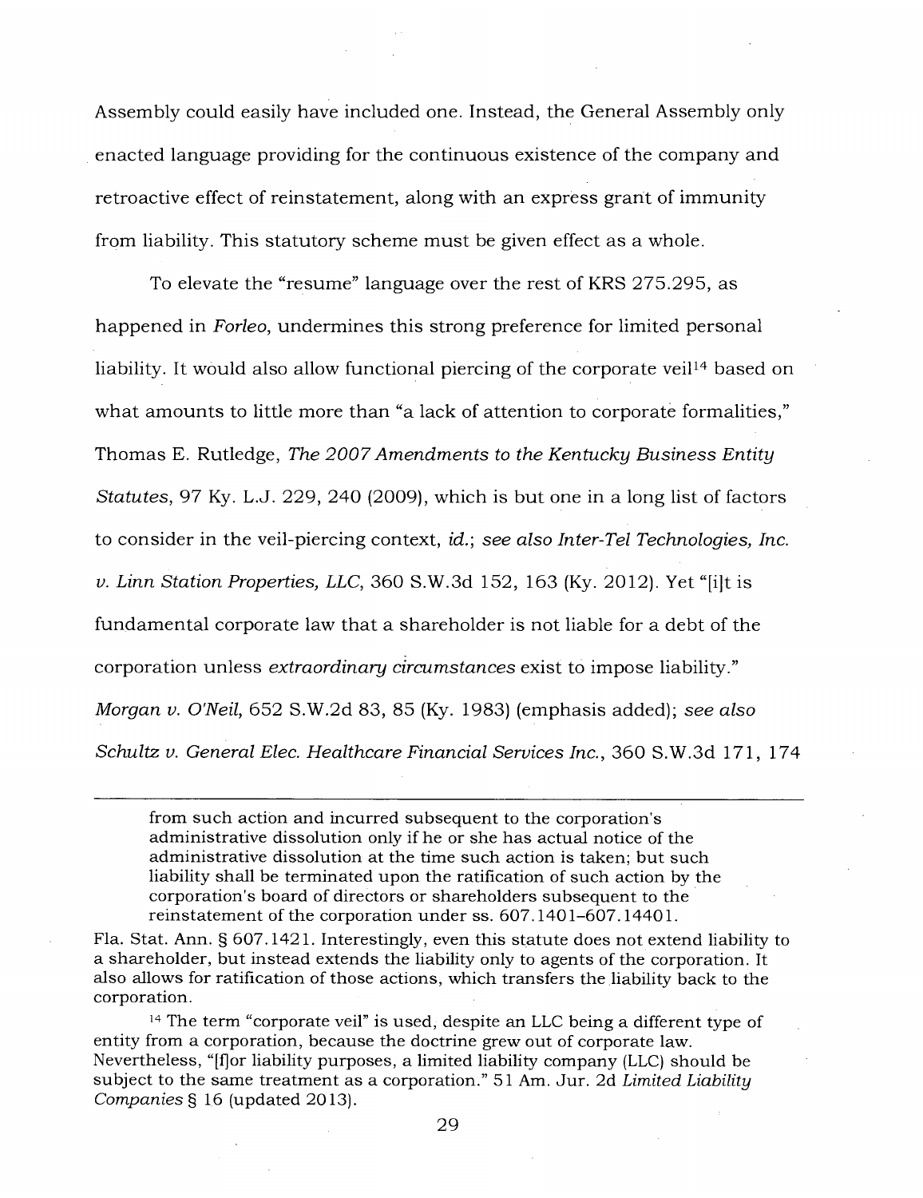Assembly could easily have included one. Instead, the General Assembly only enacted language providing for the continuous existence of the company and retroactive effect of reinstatement, along with an express grant of immunity from liability. This statutory scheme must be given effect as a whole.

To elevate the "resume" language over the rest of KRS 275.295, as happened in *Forleo*, undermines this strong preference for limited personal liability. It would also allow functional piercing of the corporate veil[14] based on what amounts to little more than "a lack of attention to corporate formalities," Thomas E. Rutledge, *The 2007 Amendments to the Kentucky Business Entity Statutes*, 97 Ky. L.J. 229, 240 (2009), which is but one in a long list of factors to consider in the veil-piercing context, *id.*; *see also Inter-Tel Technologies, Inc. v. Linn Station Properties, LLC*, 360 S.W.3d 152, 163 (Ky. 2012). Yet "[i]t is fundamental corporate law that a shareholder is not liable for a debt of the corporation unless *extraordinary circumstances* exist to impose liability." *Morgan v. O'Neil*, 652 S.W.2d 83, 85 (Ky. 1983) (emphasis added); *see also Schultz v. General Elec. Healthcare Financial Services Inc.*, 360 S.W.3d 171, 174

---

> from such action and incurred subsequent to the corporation's administrative dissolution only if he or she has actual notice of the administrative dissolution at the time such action is taken; but such liability shall be terminated upon the ratification of such action by the corporation's board of directors or shareholders subsequent to the reinstatement of the corporation under ss. 607.1401–607.14401.

Fla. Stat. Ann. § 607.1421. Interestingly, even this statute does not extend liability to a shareholder, but instead extends the liability only to agents of the corporation. It also allows for ratification of those actions, which transfers the liability back to the corporation.

[14] The term "corporate veil" is used, despite an LLC being a different type of entity from a corporation, because the doctrine grew out of corporate law. Nevertheless, "[f]or liability purposes, a limited liability company (LLC) should be subject to the same treatment as a corporation." 51 Am. Jur. 2d *Limited Liability Companies* § 16 (updated 2013).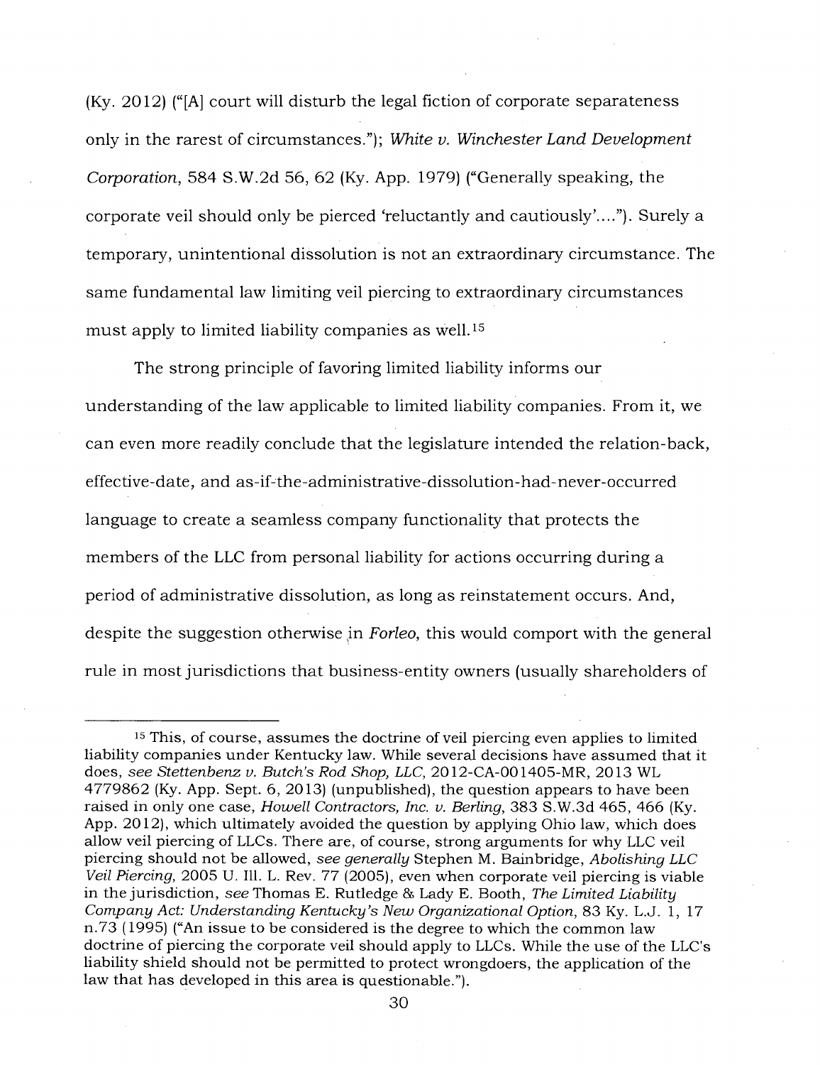(Ky. 2012) ("[A] court will disturb the legal fiction of corporate separateness only in the rarest of circumstances."); *White v. Winchester Land Development Corporation*, 584 S.W.2d 56, 62 (Ky. App. 1979) ("Generally speaking, the corporate veil should only be pierced 'reluctantly and cautiously'...."). Surely a temporary, unintentional dissolution is not an extraordinary circumstance. The same fundamental law limiting veil piercing to extraordinary circumstances must apply to limited liability companies as well.[15]

The strong principle of favoring limited liability informs our understanding of the law applicable to limited liability companies. From it, we can even more readily conclude that the legislature intended the relation-back, effective-date, and as-if-the-administrative-dissolution-had-never-occurred language to create a seamless company functionality that protects the members of the LLC from personal liability for actions occurring during a period of administrative dissolution, as long as reinstatement occurs. And, despite the suggestion otherwise in *Forleo*, this would comport with the general rule in most jurisdictions that business-entity owners (usually shareholders of

---

[15] This, of course, assumes the doctrine of veil piercing even applies to limited liability companies under Kentucky law. While several decisions have assumed that it does, *see Stettenbenz v. Butch's Rod Shop, LLC*, 2012-CA-001405-MR, 2013 WL 4779862 (Ky. App. Sept. 6, 2013) (unpublished), the question appears to have been raised in only one case, *Howell Contractors, Inc. v. Berling*, 383 S.W.3d 465, 466 (Ky. App. 2012), which ultimately avoided the question by applying Ohio law, which does allow veil piercing of LLCs. There are, of course, strong arguments for why LLC veil piercing should not be allowed, *see generally* Stephen M. Bainbridge, *Abolishing LLC Veil Piercing*, 2005 U. Ill. L. Rev. 77 (2005), even when corporate veil piercing is viable in the jurisdiction, *see* Thomas E. Rutledge & Lady E. Booth, *The Limited Liability Company Act: Understanding Kentucky's New Organizational Option*, 83 Ky. L.J. 1, 17 n.73 (1995) ("An issue to be considered is the degree to which the common law doctrine of piercing the corporate veil should apply to LLCs. While the use of the LLC's liability shield should not be permitted to protect wrongdoers, the application of the law that has developed in this area is questionable.").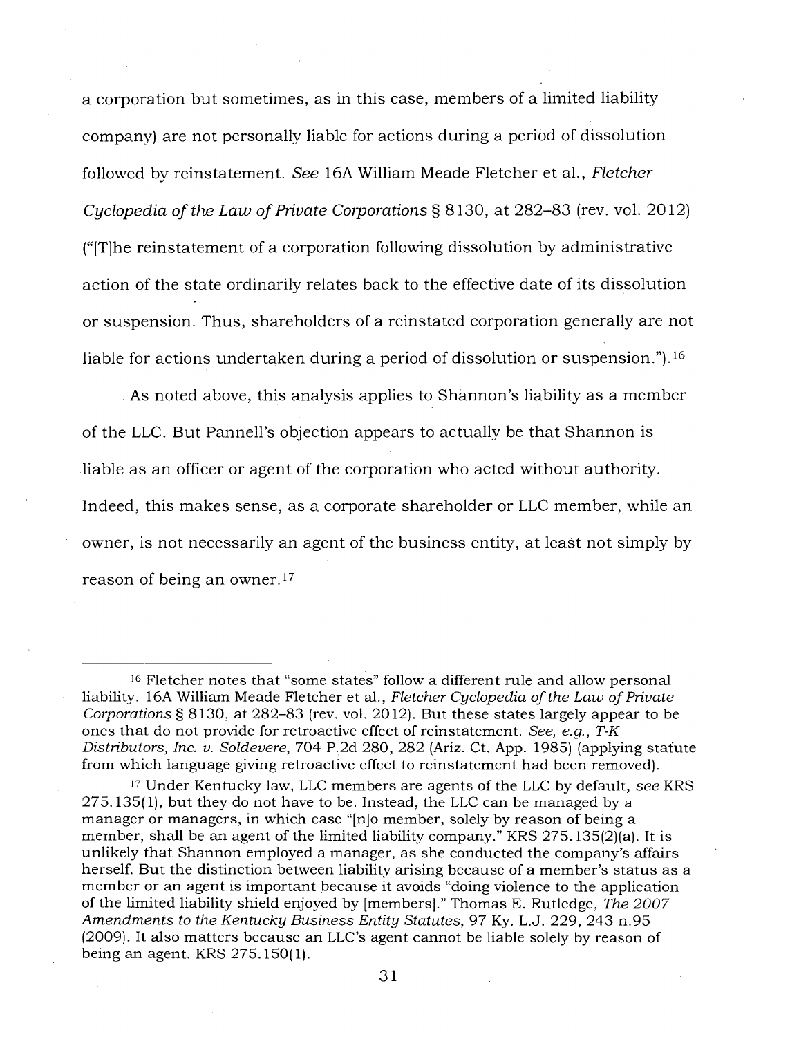a corporation but sometimes, as in this case, members of a limited liability company) are not personally liable for actions during a period of dissolution followed by reinstatement. *See* 16A William Meade Fletcher et al., *Fletcher Cyclopedia of the Law of Private Corporations* § 8130, at 282–83 (rev. vol. 2012) ("[T]he reinstatement of a corporation following dissolution by administrative action of the state ordinarily relates back to the effective date of its dissolution or suspension. Thus, shareholders of a reinstated corporation generally are not liable for actions undertaken during a period of dissolution or suspension.").[16]

As noted above, this analysis applies to Shannon's liability as a member of the LLC. But Pannell's objection appears to actually be that Shannon is liable as an officer or agent of the corporation who acted without authority. Indeed, this makes sense, as a corporate shareholder or LLC member, while an owner, is not necessarily an agent of the business entity, at least not simply by reason of being an owner.[17]

---

[16] Fletcher notes that "some states" follow a different rule and allow personal liability. 16A William Meade Fletcher et al., *Fletcher Cyclopedia of the Law of Private Corporations* § 8130, at 282–83 (rev. vol. 2012). But these states largely appear to be ones that do not provide for retroactive effect of reinstatement. *See, e.g., T-K Distributors, Inc. v. Soldevere*, 704 P.2d 280, 282 (Ariz. Ct. App. 1985) (applying statute from which language giving retroactive effect to reinstatement had been removed).

[17] Under Kentucky law, LLC members are agents of the LLC by default, *see* KRS 275.135(1), but they do not have to be. Instead, the LLC can be managed by a manager or managers, in which case "[n]o member, solely by reason of being a member, shall be an agent of the limited liability company." KRS 275.135(2)(a). It is unlikely that Shannon employed a manager, as she conducted the company's affairs herself. But the distinction between liability arising because of a member's status as a member or an agent is important because it avoids "doing violence to the application of the limited liability shield enjoyed by [members]." Thomas E. Rutledge, *The 2007 Amendments to the Kentucky Business Entity Statutes*, 97 Ky. L.J. 229, 243 n.95 (2009). It also matters because an LLC's agent cannot be liable solely by reason of being an agent. KRS 275.150(1).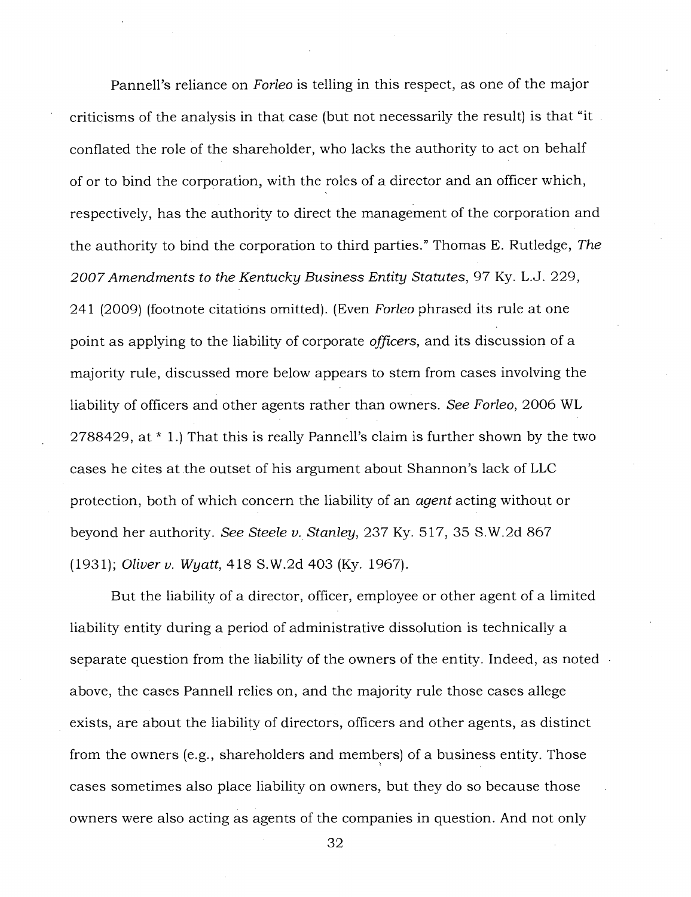Pannell's reliance on *Forleo* is telling in this respect, as one of the major criticisms of the analysis in that case (but not necessarily the result) is that "it conflated the role of the shareholder, who lacks the authority to act on behalf of or to bind the corporation, with the roles of a director and an officer which, respectively, has the authority to direct the management of the corporation and the authority to bind the corporation to third parties." Thomas E. Rutledge, *The 2007 Amendments to the Kentucky Business Entity Statutes*, 97 Ky. L.J. 229, 241 (2009) (footnote citations omitted). (Even *Forleo* phrased its rule at one point as applying to the liability of corporate *officers*, and its discussion of a majority rule, discussed more below appears to stem from cases involving the liability of officers and other agents rather than owners. *See Forleo*, 2006 WL 2788429, at * 1.) That this is really Pannell's claim is further shown by the two cases he cites at the outset of his argument about Shannon's lack of LLC protection, both of which concern the liability of an *agent* acting without or beyond her authority. *See Steele v. Stanley*, 237 Ky. 517, 35 S.W.2d 867 (1931); *Oliver v. Wyatt*, 418 S.W.2d 403 (Ky. 1967).

But the liability of a director, officer, employee or other agent of a limited liability entity during a period of administrative dissolution is technically a separate question from the liability of the owners of the entity. Indeed, as noted above, the cases Pannell relies on, and the majority rule those cases allege exists, are about the liability of directors, officers and other agents, as distinct from the owners (e.g., shareholders and members) of a business entity. Those cases sometimes also place liability on owners, but they do so because those owners were also acting as agents of the companies in question. And not only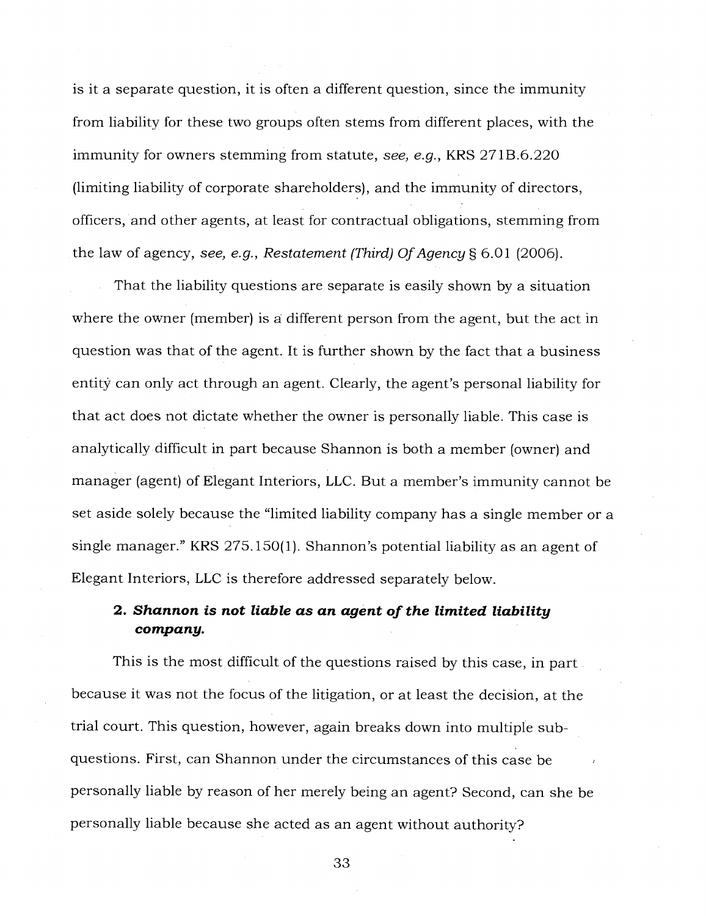is it a separate question, it is often a different question, since the immunity from liability for these two groups often stems from different places, with the immunity for owners stemming from statute, *see, e.g.*, KRS 271B.6.220 (limiting liability of corporate shareholders), and the immunity of directors, officers, and other agents, at least for contractual obligations, stemming from the law of agency, *see, e.g.*, *Restatement (Third) Of Agency* § 6.01 (2006).

That the liability questions are separate is easily shown by a situation where the owner (member) is a different person from the agent, but the act in question was that of the agent. It is further shown by the fact that a business entity can only act through an agent. Clearly, the agent's personal liability for that act does not dictate whether the owner is personally liable. This case is analytically difficult in part because Shannon is both a member (owner) and manager (agent) of Elegant Interiors, LLC. But a member's immunity cannot be set aside solely because the "limited liability company has a single member or a single manager." KRS 275.150(1). Shannon's potential liability as an agent of Elegant Interiors, LLC is therefore addressed separately below.

### 2. *Shannon is not liable as an agent of the limited liability company.*

This is the most difficult of the questions raised by this case, in part because it was not the focus of the litigation, or at least the decision, at the trial court. This question, however, again breaks down into multiple sub-questions. First, can Shannon under the circumstances of this case be personally liable by reason of her merely being an agent? Second, can she be personally liable because she acted as an agent without authority?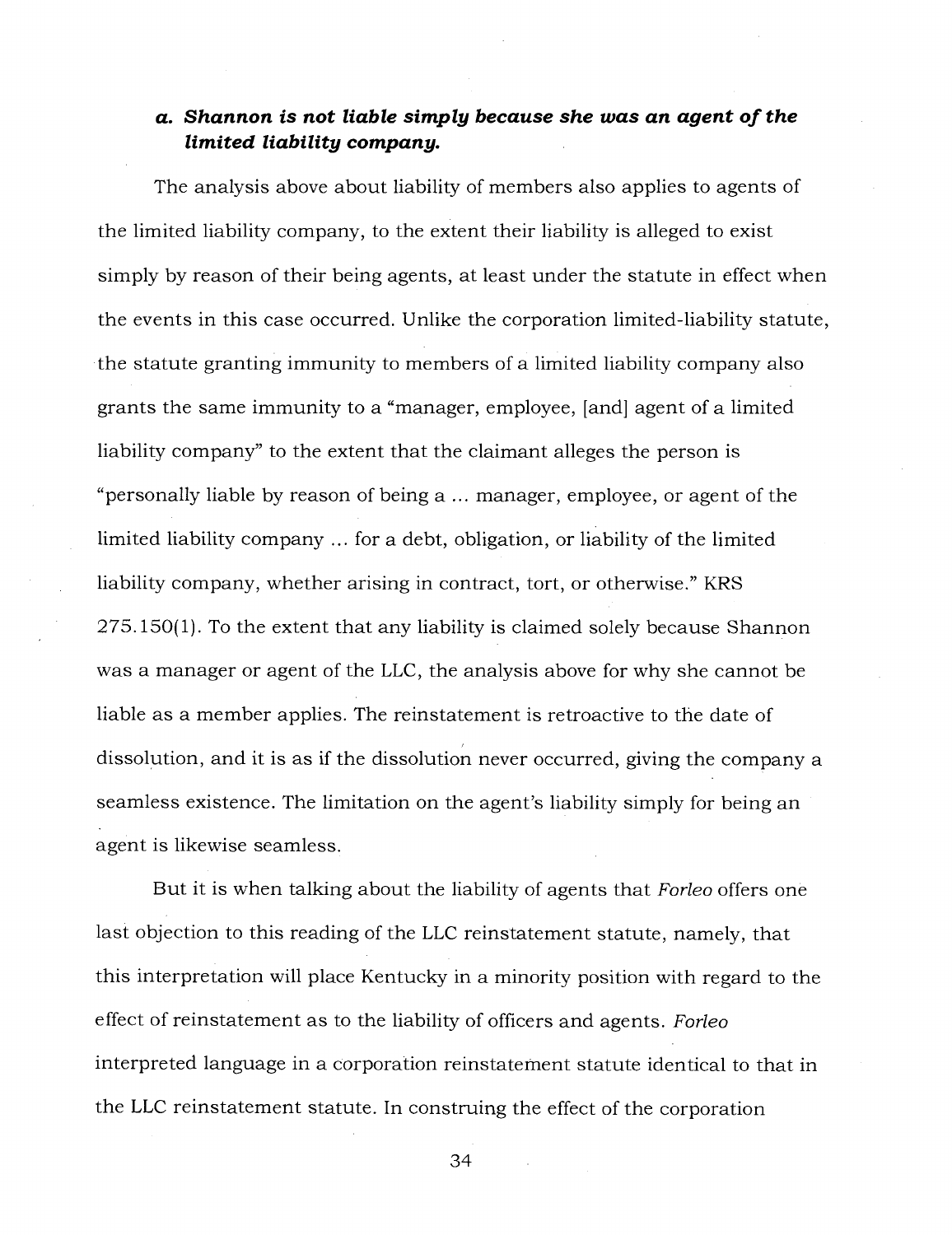### a. *Shannon is not liable simply because she was an agent of the limited liability company.*

The analysis above about liability of members also applies to agents of the limited liability company, to the extent their liability is alleged to exist simply by reason of their being agents, at least under the statute in effect when the events in this case occurred. Unlike the corporation limited-liability statute, the statute granting immunity to members of a limited liability company also grants the same immunity to a "manager, employee, [and] agent of a limited liability company" to the extent that the claimant alleges the person is "personally liable by reason of being a ... manager, employee, or agent of the limited liability company ... for a debt, obligation, or liability of the limited liability company, whether arising in contract, tort, or otherwise." KRS 275.150(1). To the extent that any liability is claimed solely because Shannon was a manager or agent of the LLC, the analysis above for why she cannot be liable as a member applies. The reinstatement is retroactive to the date of dissolution, and it is as if the dissolution never occurred, giving the company a seamless existence. The limitation on the agent's liability simply for being an agent is likewise seamless.

But it is when talking about the liability of agents that *Forleo* offers one last objection to this reading of the LLC reinstatement statute, namely, that this interpretation will place Kentucky in a minority position with regard to the effect of reinstatement as to the liability of officers and agents. *Forleo* interpreted language in a corporation reinstatement statute identical to that in the LLC reinstatement statute. In construing the effect of the corporation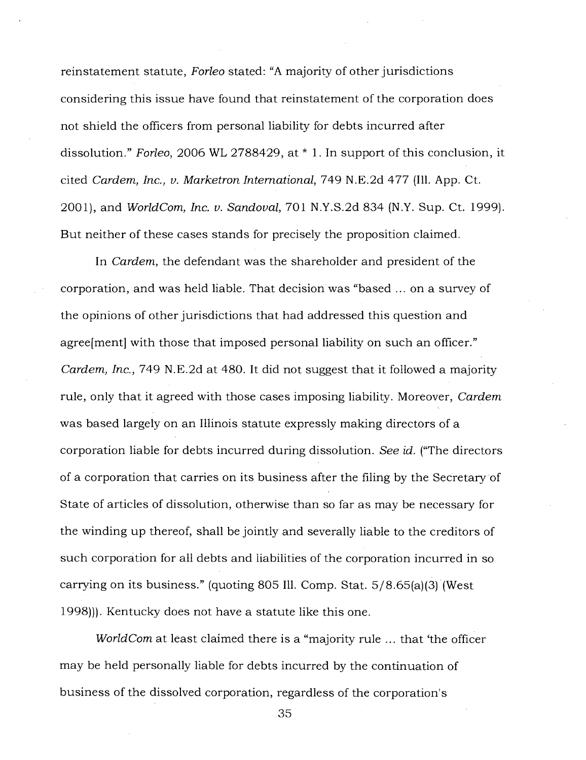reinstatement statute, *Forleo* stated: "A majority of other jurisdictions considering this issue have found that reinstatement of the corporation does not shield the officers from personal liability for debts incurred after dissolution." *Forleo*, 2006 WL 2788429, at * 1. In support of this conclusion, it cited *Cardem, Inc., v. Marketron International*, 749 N.E.2d 477 (Ill. App. Ct. 2001), and *WorldCom, Inc. v. Sandoval*, 701 N.Y.S.2d 834 (N.Y. Sup. Ct. 1999). But neither of these cases stands for precisely the proposition claimed.

In *Cardem*, the defendant was the shareholder and president of the corporation, and was held liable. That decision was "based ... on a survey of the opinions of other jurisdictions that had addressed this question and agree[ment] with those that imposed personal liability on such an officer." *Cardem, Inc.*, 749 N.E.2d at 480. It did not suggest that it followed a majority rule, only that it agreed with those cases imposing liability. Moreover, *Cardem* was based largely on an Illinois statute expressly making directors of a corporation liable for debts incurred during dissolution. *See id.* ("The directors of a corporation that carries on its business after the filing by the Secretary of State of articles of dissolution, otherwise than so far as may be necessary for the winding up thereof, shall be jointly and severally liable to the creditors of such corporation for all debts and liabilities of the corporation incurred in so carrying on its business." (quoting 805 Ill. Comp. Stat. 5/8.65(a)(3) (West 1998))). Kentucky does not have a statute like this one.

*WorldCom* at least claimed there is a "majority rule ... that 'the officer may be held personally liable for debts incurred by the continuation of business of the dissolved corporation, regardless of the corporation's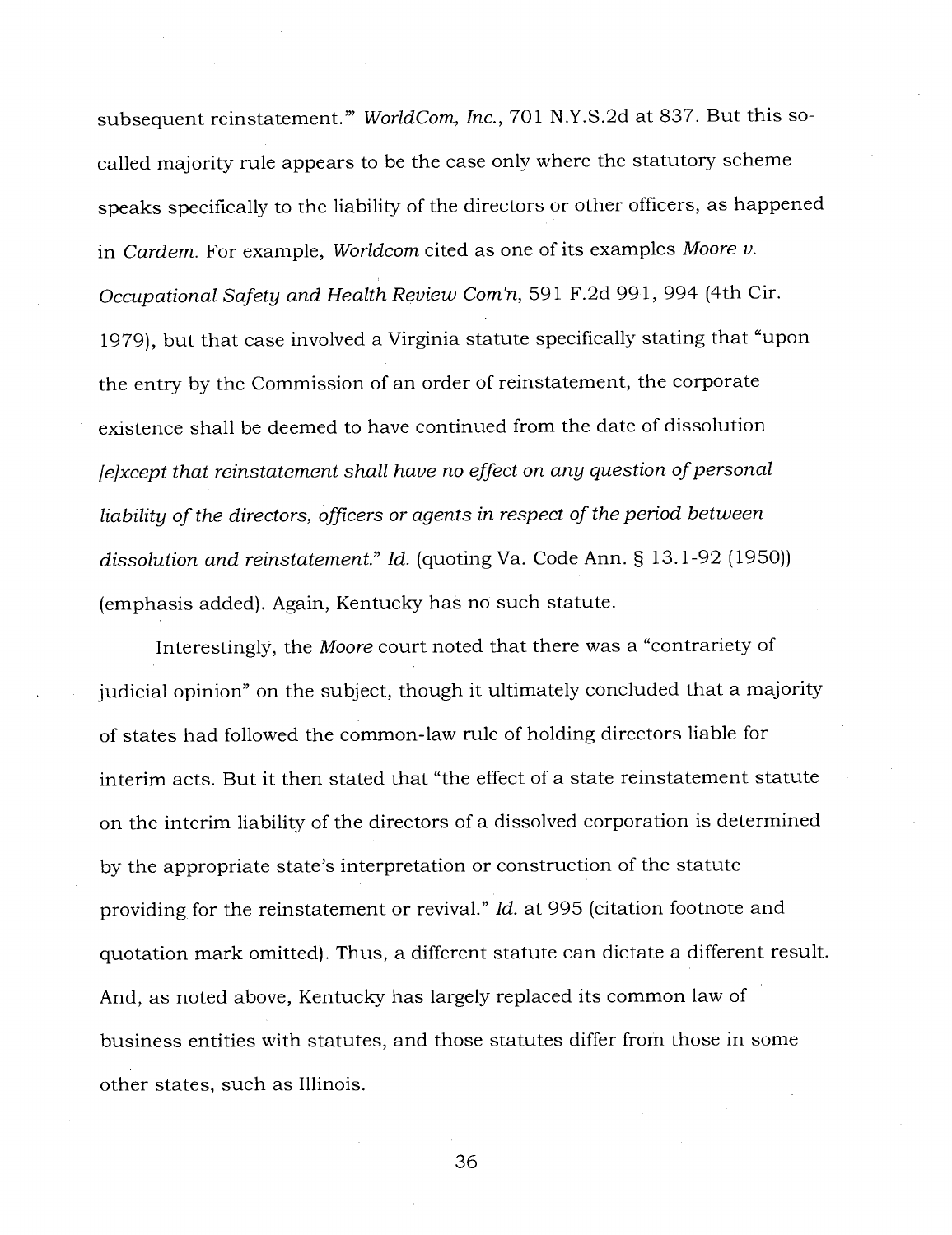subsequent reinstatement.'" *WorldCom, Inc.*, 701 N.Y.S.2d at 837. But this so-called majority rule appears to be the case only where the statutory scheme speaks specifically to the liability of the directors or other officers, as happened in *Cardem*. For example, *Worldcom* cited as one of its examples *Moore v. Occupational Safety and Health Review Com'n*, 591 F.2d 991, 994 (4th Cir. 1979), but that case involved a Virginia statute specifically stating that "upon the entry by the Commission of an order of reinstatement, the corporate existence shall be deemed to have continued from the date of dissolution *[e]xcept that reinstatement shall have no effect on any question of personal liability of the directors, officers or agents in respect of the period between dissolution and reinstatement.*" *Id.* (quoting Va. Code Ann. § 13.1-92 (1950)) (emphasis added). Again, Kentucky has no such statute.

Interestingly, the *Moore* court noted that there was a "contrariety of judicial opinion" on the subject, though it ultimately concluded that a majority of states had followed the common-law rule of holding directors liable for interim acts. But it then stated that "the effect of a state reinstatement statute on the interim liability of the directors of a dissolved corporation is determined by the appropriate state's interpretation or construction of the statute providing for the reinstatement or revival." *Id.* at 995 (citation footnote and quotation mark omitted). Thus, a different statute can dictate a different result. And, as noted above, Kentucky has largely replaced its common law of business entities with statutes, and those statutes differ from those in some other states, such as Illinois.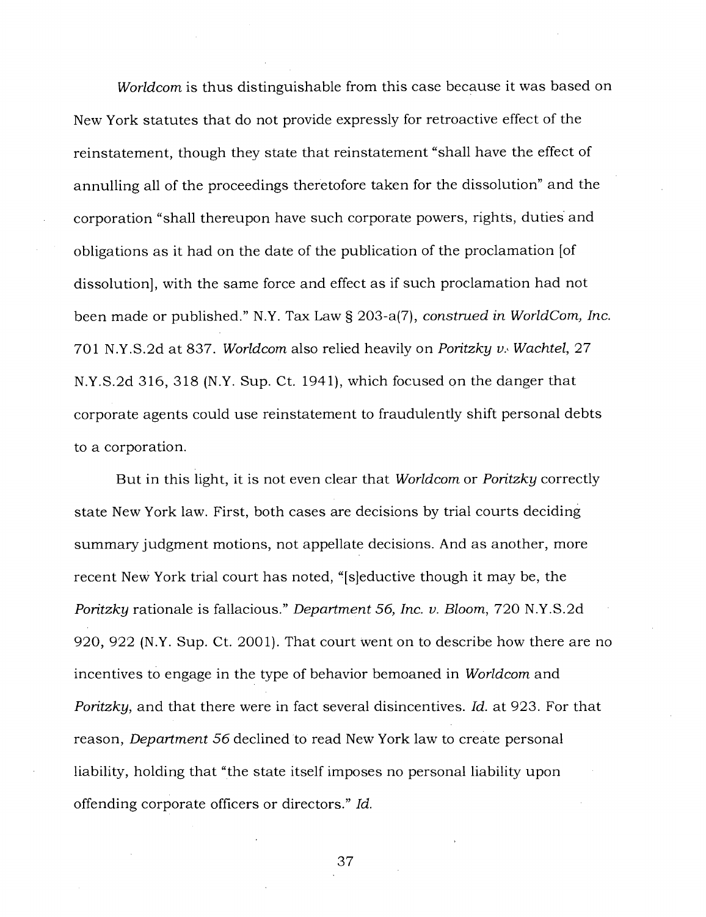*Worldcom* is thus distinguishable from this case because it was based on New York statutes that do not provide expressly for retroactive effect of the reinstatement, though they state that reinstatement "shall have the effect of annulling all of the proceedings theretofore taken for the dissolution" and the corporation "shall thereupon have such corporate powers, rights, duties and obligations as it had on the date of the publication of the proclamation [of dissolution], with the same force and effect as if such proclamation had not been made or published." N.Y. Tax Law § 203-a(7), *construed in WorldCom, Inc.* 701 N.Y.S.2d at 837. *Worldcom* also relied heavily on *Poritzky v. Wachtel*, 27 N.Y.S.2d 316, 318 (N.Y. Sup. Ct. 1941), which focused on the danger that corporate agents could use reinstatement to fraudulently shift personal debts to a corporation.

But in this light, it is not even clear that *Worldcom* or *Poritzky* correctly state New York law. First, both cases are decisions by trial courts deciding summary judgment motions, not appellate decisions. And as another, more recent New York trial court has noted, "[s]eductive though it may be, the *Poritzky* rationale is fallacious." *Department 56, Inc. v. Bloom*, 720 N.Y.S.2d 920, 922 (N.Y. Sup. Ct. 2001). That court went on to describe how there are no incentives to engage in the type of behavior bemoaned in *Worldcom* and *Poritzky*, and that there were in fact several disincentives. *Id.* at 923. For that reason, *Department 56* declined to read New York law to create personal liability, holding that "the state itself imposes no personal liability upon offending corporate officers or directors." *Id.*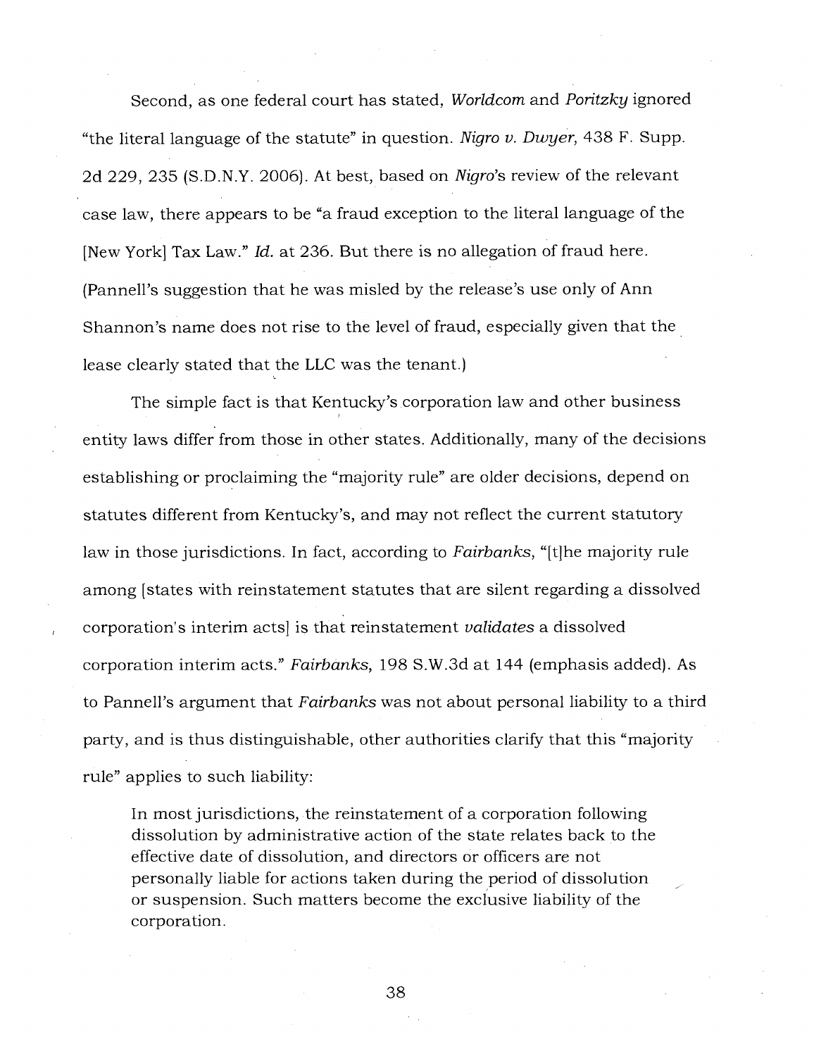Second, as one federal court has stated, *Worldcom* and *Poritzky* ignored "the literal language of the statute" in question. *Nigro v. Dwyer*, 438 F. Supp. 2d 229, 235 (S.D.N.Y. 2006). At best, based on *Nigro*'s review of the relevant case law, there appears to be "a fraud exception to the literal language of the [New York] Tax Law." *Id.* at 236. But there is no allegation of fraud here. (Pannell's suggestion that he was misled by the release's use only of Ann Shannon's name does not rise to the level of fraud, especially given that the lease clearly stated that the LLC was the tenant.)

The simple fact is that Kentucky's corporation law and other business entity laws differ from those in other states. Additionally, many of the decisions establishing or proclaiming the "majority rule" are older decisions, depend on statutes different from Kentucky's, and may not reflect the current statutory law in those jurisdictions. In fact, according to *Fairbanks*, "[t]he majority rule among [states with reinstatement statutes that are silent regarding a dissolved corporation's interim acts] is that reinstatement *validates* a dissolved corporation interim acts." *Fairbanks*, 198 S.W.3d at 144 (emphasis added). As to Pannell's argument that *Fairbanks* was not about personal liability to a third party, and is thus distinguishable, other authorities clarify that this "majority rule" applies to such liability:

> In most jurisdictions, the reinstatement of a corporation following dissolution by administrative action of the state relates back to the effective date of dissolution, and directors or officers are not personally liable for actions taken during the period of dissolution or suspension. Such matters become the exclusive liability of the corporation.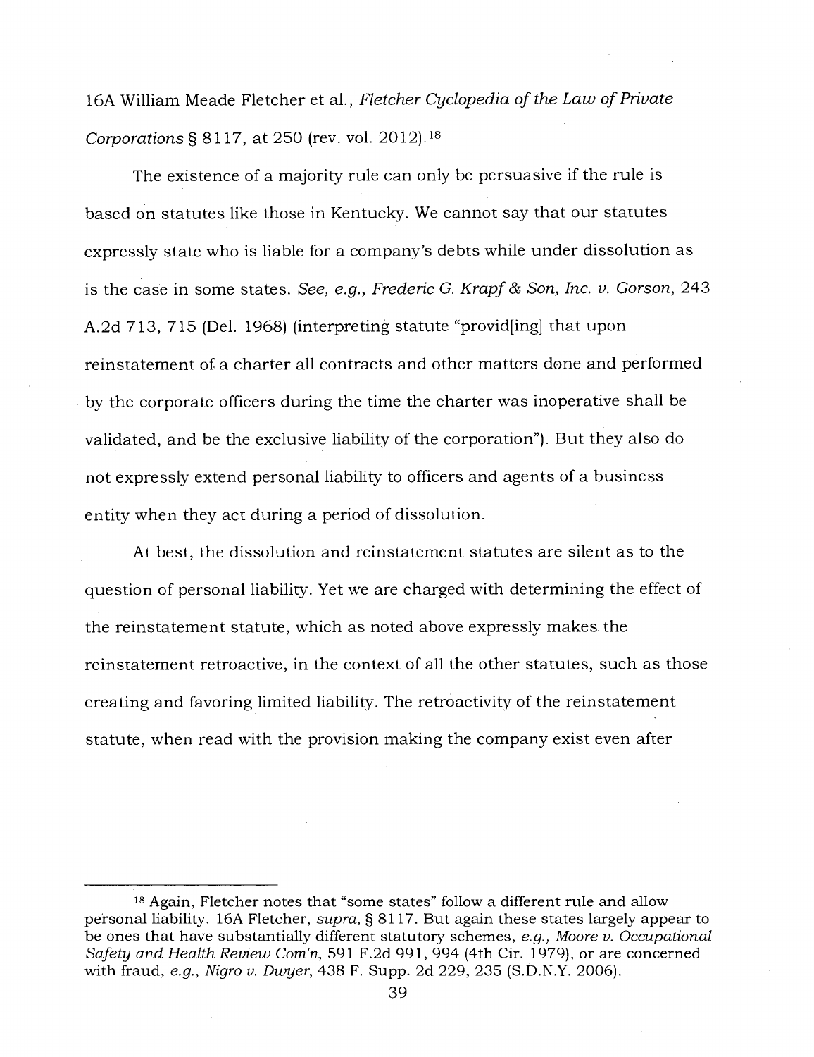16A William Meade Fletcher et al., *Fletcher Cyclopedia of the Law of Private Corporations* § 8117, at 250 (rev. vol. 2012).[18]

The existence of a majority rule can only be persuasive if the rule is based on statutes like those in Kentucky. We cannot say that our statutes expressly state who is liable for a company's debts while under dissolution as is the case in some states. *See, e.g., Frederic G. Krapf & Son, Inc. v. Gorson*, 243 A.2d 713, 715 (Del. 1968) (interpreting statute "provid[ing] that upon reinstatement of a charter all contracts and other matters done and performed by the corporate officers during the time the charter was inoperative shall be validated, and be the exclusive liability of the corporation"). But they also do not expressly extend personal liability to officers and agents of a business entity when they act during a period of dissolution.

At best, the dissolution and reinstatement statutes are silent as to the question of personal liability. Yet we are charged with determining the effect of the reinstatement statute, which as noted above expressly makes the reinstatement retroactive, in the context of all the other statutes, such as those creating and favoring limited liability. The retroactivity of the reinstatement statute, when read with the provision making the company exist even after

---

[18] Again, Fletcher notes that "some states" follow a different rule and allow personal liability. 16A Fletcher, *supra*, § 8117. But again these states largely appear to be ones that have substantially different statutory schemes, *e.g., Moore v. Occupational Safety and Health Review Com'n*, 591 F.2d 991, 994 (4th Cir. 1979), or are concerned with fraud, *e.g., Nigro v. Dwyer*, 438 F. Supp. 2d 229, 235 (S.D.N.Y. 2006).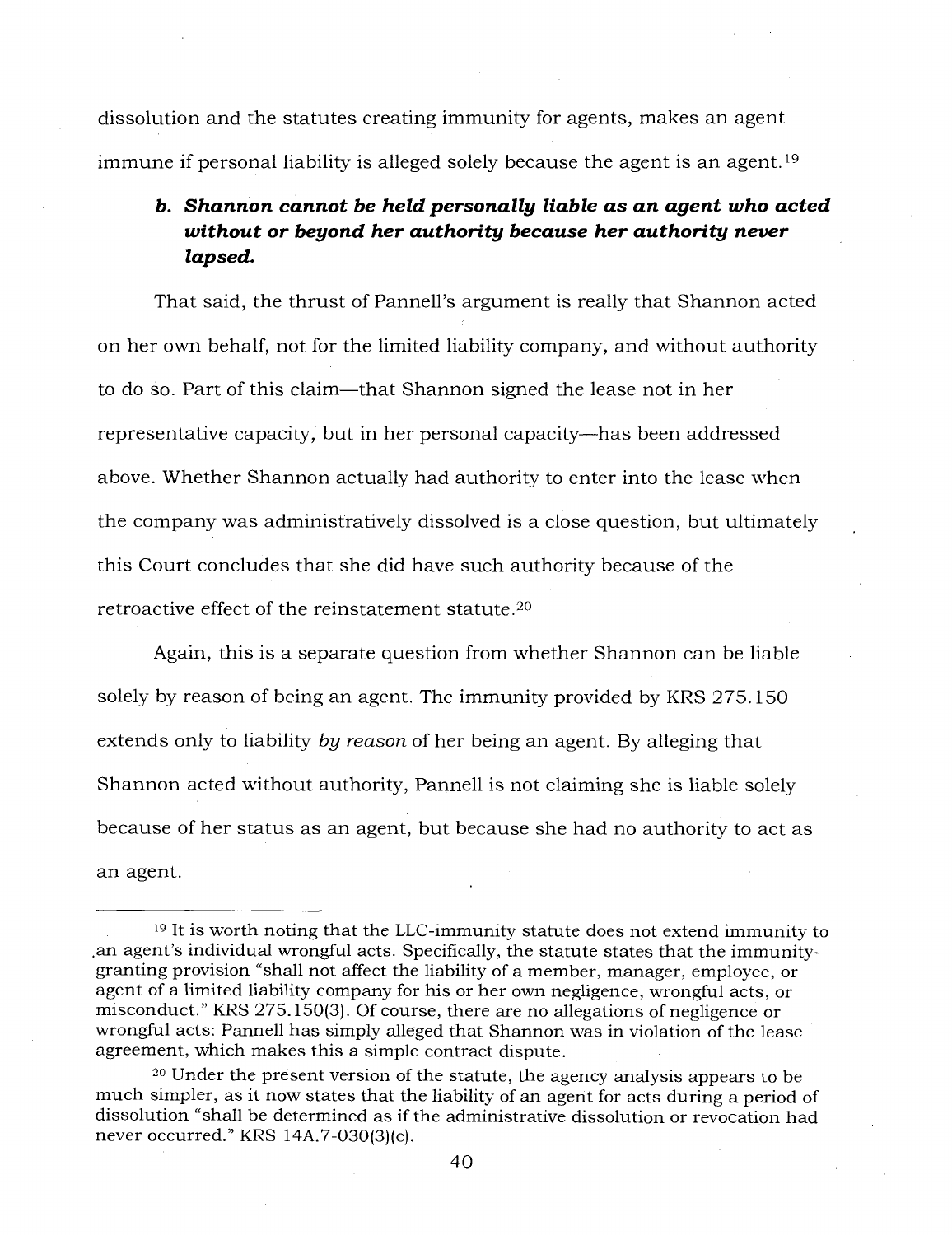dissolution and the statutes creating immunity for agents, makes an agent immune if personal liability is alleged solely because the agent is an agent.[19]

### *b. Shannon cannot be held personally liable as an agent who acted without or beyond her authority because her authority never lapsed.*

That said, the thrust of Pannell's argument is really that Shannon acted on her own behalf, not for the limited liability company, and without authority to do so. Part of this claim—that Shannon signed the lease not in her representative capacity, but in her personal capacity—has been addressed above. Whether Shannon actually had authority to enter into the lease when the company was administratively dissolved is a close question, but ultimately this Court concludes that she did have such authority because of the retroactive effect of the reinstatement statute.[20]

Again, this is a separate question from whether Shannon can be liable solely by reason of being an agent. The immunity provided by KRS 275.150 extends only to liability *by reason* of her being an agent. By alleging that Shannon acted without authority, Pannell is not claiming she is liable solely because of her status as an agent, but because she had no authority to act as an agent.

---

[19] It is worth noting that the LLC-immunity statute does not extend immunity to an agent's individual wrongful acts. Specifically, the statute states that the immunity-granting provision "shall not affect the liability of a member, manager, employee, or agent of a limited liability company for his or her own negligence, wrongful acts, or misconduct." KRS 275.150(3). Of course, there are no allegations of negligence or wrongful acts: Pannell has simply alleged that Shannon was in violation of the lease agreement, which makes this a simple contract dispute.

[20] Under the present version of the statute, the agency analysis appears to be much simpler, as it now states that the liability of an agent for acts during a period of dissolution "shall be determined as if the administrative dissolution or revocation had never occurred." KRS 14A.7-030(3)(c).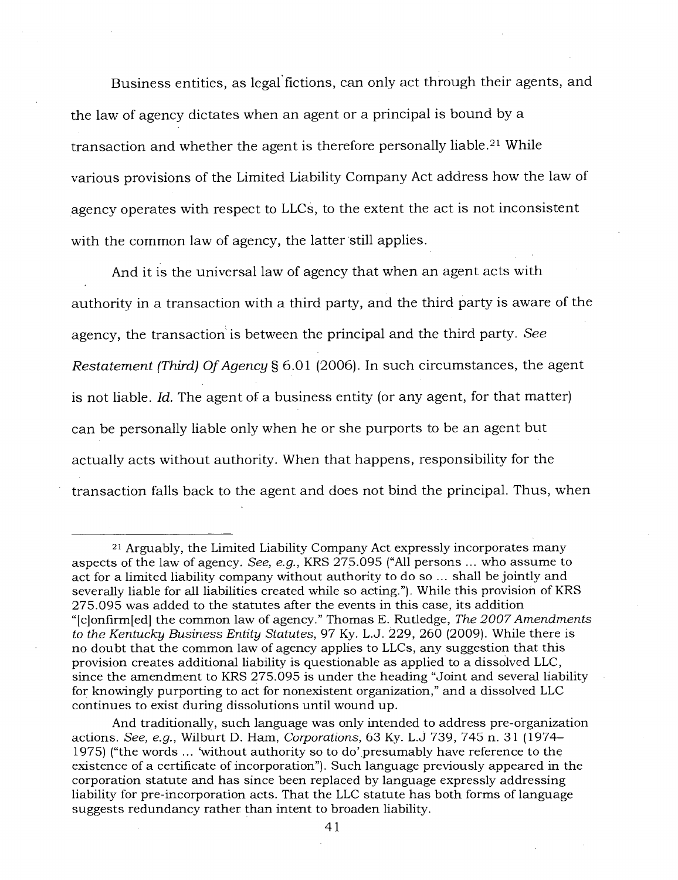Business entities, as legal fictions, can only act through their agents, and the law of agency dictates when an agent or a principal is bound by a transaction and whether the agent is therefore personally liable.[21] While various provisions of the Limited Liability Company Act address how the law of agency operates with respect to LLCs, to the extent the act is not inconsistent with the common law of agency, the latter still applies.

And it is the universal law of agency that when an agent acts with authority in a transaction with a third party, and the third party is aware of the agency, the transaction is between the principal and the third party. *See Restatement (Third) Of Agency* § 6.01 (2006). In such circumstances, the agent is not liable. *Id.* The agent of a business entity (or any agent, for that matter) can be personally liable only when he or she purports to be an agent but actually acts without authority. When that happens, responsibility for the transaction falls back to the agent and does not bind the principal. Thus, when

---

[21] Arguably, the Limited Liability Company Act expressly incorporates many aspects of the law of agency. *See, e.g.*, KRS 275.095 ("All persons ... who assume to act for a limited liability company without authority to do so ... shall be jointly and severally liable for all liabilities created while so acting."). While this provision of KRS 275.095 was added to the statutes after the events in this case, its addition "[c]onfirm[ed] the common law of agency." Thomas E. Rutledge, *The 2007 Amendments to the Kentucky Business Entity Statutes*, 97 Ky. L.J. 229, 260 (2009). While there is no doubt that the common law of agency applies to LLCs, any suggestion that this provision creates additional liability is questionable as applied to a dissolved LLC, since the amendment to KRS 275.095 is under the heading "Joint and several liability for knowingly purporting to act for nonexistent organization," and a dissolved LLC continues to exist during dissolutions until wound up.

And traditionally, such language was only intended to address pre-organization actions. *See, e.g.*, Wilburt D. Ham, *Corporations*, 63 Ky. L.J 739, 745 n. 31 (1974–1975) ("the words ... 'without authority so to do' presumably have reference to the existence of a certificate of incorporation"). Such language previously appeared in the corporation statute and has since been replaced by language expressly addressing liability for pre-incorporation acts. That the LLC statute has both forms of language suggests redundancy rather than intent to broaden liability.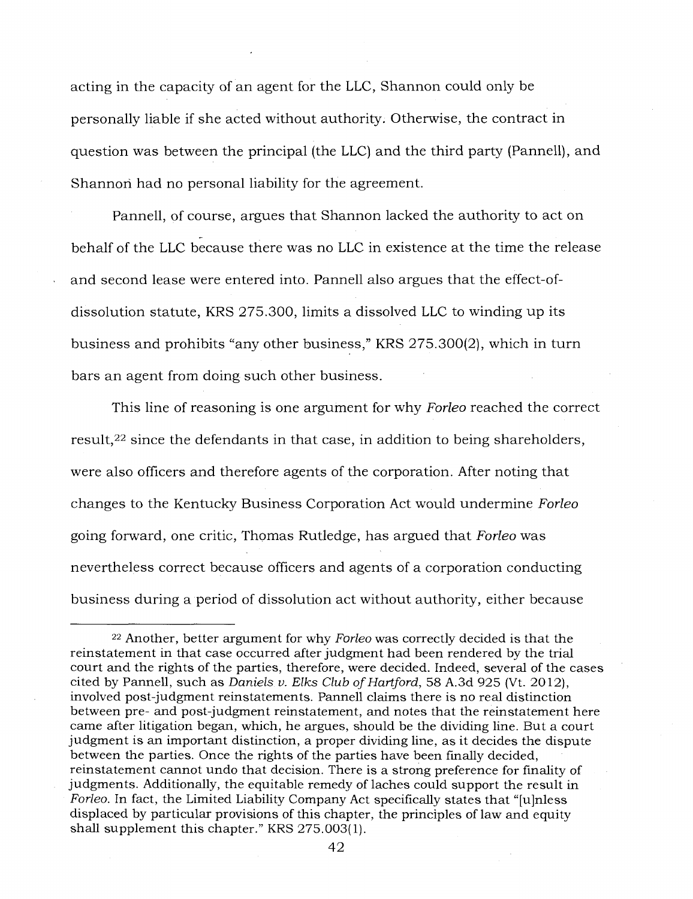acting in the capacity of an agent for the LLC, Shannon could only be personally liable if she acted without authority. Otherwise, the contract in question was between the principal (the LLC) and the third party (Pannell), and Shannon had no personal liability for the agreement.

Pannell, of course, argues that Shannon lacked the authority to act on behalf of the LLC because there was no LLC in existence at the time the release and second lease were entered into. Pannell also argues that the effect-of-dissolution statute, KRS 275.300, limits a dissolved LLC to winding up its business and prohibits "any other business," KRS 275.300(2), which in turn bars an agent from doing such other business.

This line of reasoning is one argument for why *Forleo* reached the correct result,[22] since the defendants in that case, in addition to being shareholders, were also officers and therefore agents of the corporation. After noting that changes to the Kentucky Business Corporation Act would undermine *Forleo* going forward, one critic, Thomas Rutledge, has argued that *Forleo* was nevertheless correct because officers and agents of a corporation conducting business during a period of dissolution act without authority, either because

---

[22] Another, better argument for why *Forleo* was correctly decided is that the reinstatement in that case occurred after judgment had been rendered by the trial court and the rights of the parties, therefore, were decided. Indeed, several of the cases cited by Pannell, such as *Daniels v. Elks Club of Hartford*, 58 A.3d 925 (Vt. 2012), involved post-judgment reinstatements. Pannell claims there is no real distinction between pre- and post-judgment reinstatement, and notes that the reinstatement here came after litigation began, which, he argues, should be the dividing line. But a court judgment is an important distinction, a proper dividing line, as it decides the dispute between the parties. Once the rights of the parties have been finally decided, reinstatement cannot undo that decision. There is a strong preference for finality of judgments. Additionally, the equitable remedy of laches could support the result in *Forleo*. In fact, the Limited Liability Company Act specifically states that "[u]nless displaced by particular provisions of this chapter, the principles of law and equity shall supplement this chapter." KRS 275.003(1).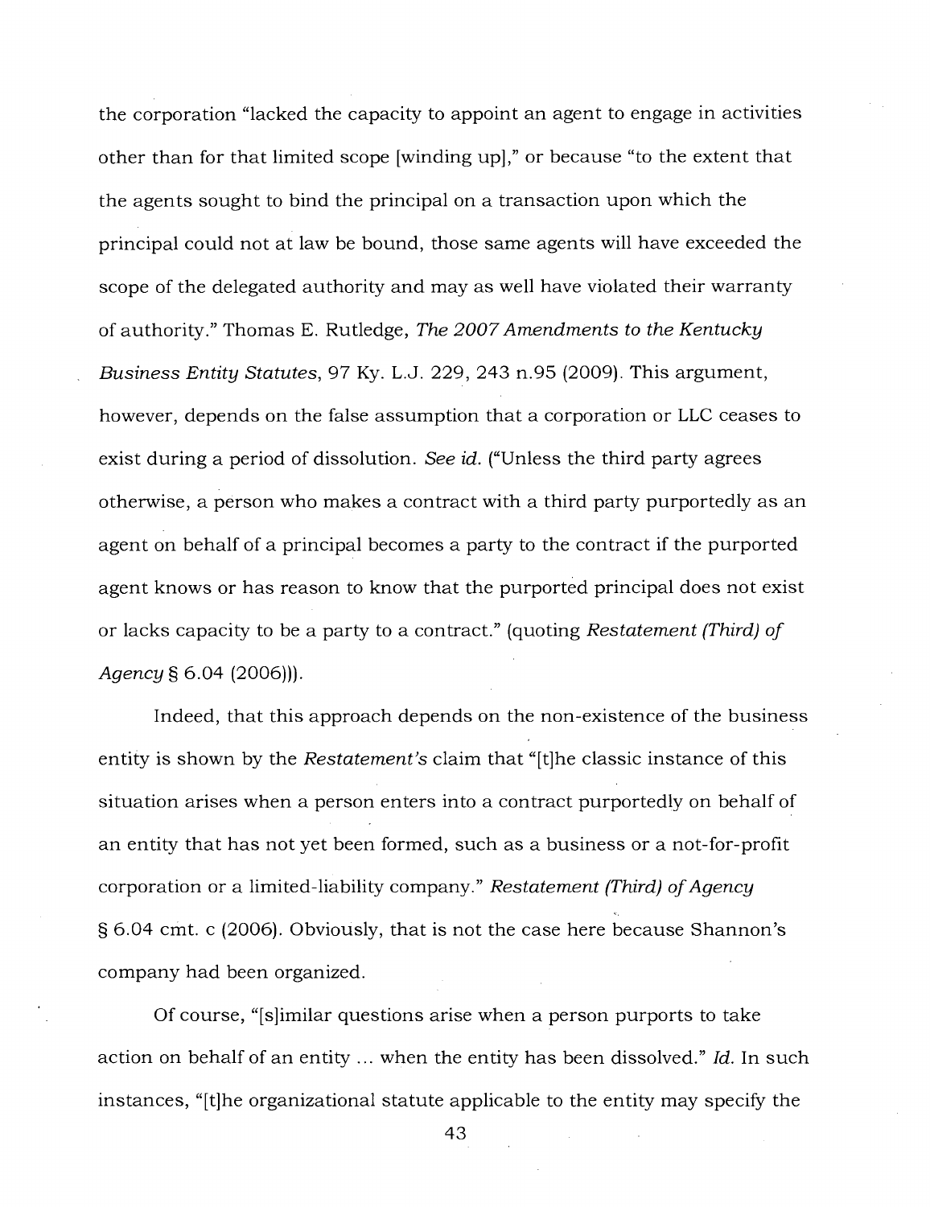the corporation "lacked the capacity to appoint an agent to engage in activities other than for that limited scope [winding up]," or because "to the extent that the agents sought to bind the principal on a transaction upon which the principal could not at law be bound, those same agents will have exceeded the scope of the delegated authority and may as well have violated their warranty of authority." Thomas E. Rutledge, *The 2007 Amendments to the Kentucky Business Entity Statutes*, 97 Ky. L.J. 229, 243 n.95 (2009). This argument, however, depends on the false assumption that a corporation or LLC ceases to exist during a period of dissolution. *See id.* ("Unless the third party agrees otherwise, a person who makes a contract with a third party purportedly as an agent on behalf of a principal becomes a party to the contract if the purported agent knows or has reason to know that the purported principal does not exist or lacks capacity to be a party to a contract." (quoting *Restatement (Third) of Agency* § 6.04 (2006))).

Indeed, that this approach depends on the non-existence of the business entity is shown by the *Restatement's* claim that "[t]he classic instance of this situation arises when a person enters into a contract purportedly on behalf of an entity that has not yet been formed, such as a business or a not-for-profit corporation or a limited-liability company." *Restatement (Third) of Agency* § 6.04 cmt. c (2006). Obviously, that is not the case here because Shannon's company had been organized.

Of course, "[s]imilar questions arise when a person purports to take action on behalf of an entity ... when the entity has been dissolved." *Id.* In such instances, "[t]he organizational statute applicable to the entity may specify the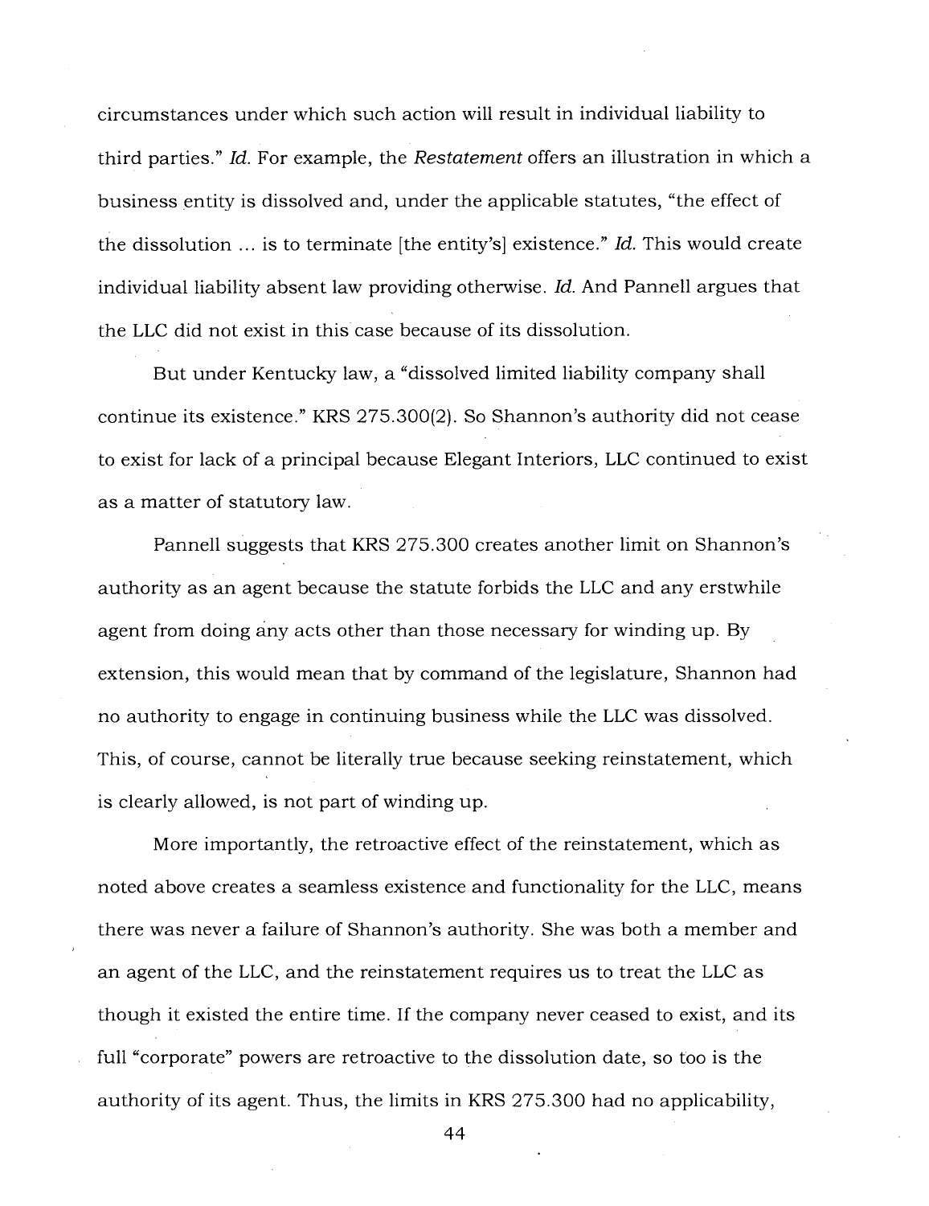circumstances under which such action will result in individual liability to third parties." *Id.* For example, the *Restatement* offers an illustration in which a business entity is dissolved and, under the applicable statutes, "the effect of the dissolution ... is to terminate [the entity's] existence." *Id.* This would create individual liability absent law providing otherwise. *Id.* And Pannell argues that the LLC did not exist in this case because of its dissolution.

But under Kentucky law, a "dissolved limited liability company shall continue its existence." KRS 275.300(2). So Shannon's authority did not cease to exist for lack of a principal because Elegant Interiors, LLC continued to exist as a matter of statutory law.

Pannell suggests that KRS 275.300 creates another limit on Shannon's authority as an agent because the statute forbids the LLC and any erstwhile agent from doing any acts other than those necessary for winding up. By extension, this would mean that by command of the legislature, Shannon had no authority to engage in continuing business while the LLC was dissolved. This, of course, cannot be literally true because seeking reinstatement, which is clearly allowed, is not part of winding up.

More importantly, the retroactive effect of the reinstatement, which as noted above creates a seamless existence and functionality for the LLC, means there was never a failure of Shannon's authority. She was both a member and an agent of the LLC, and the reinstatement requires us to treat the LLC as though it existed the entire time. If the company never ceased to exist, and its full "corporate" powers are retroactive to the dissolution date, so too is the authority of its agent. Thus, the limits in KRS 275.300 had no applicability,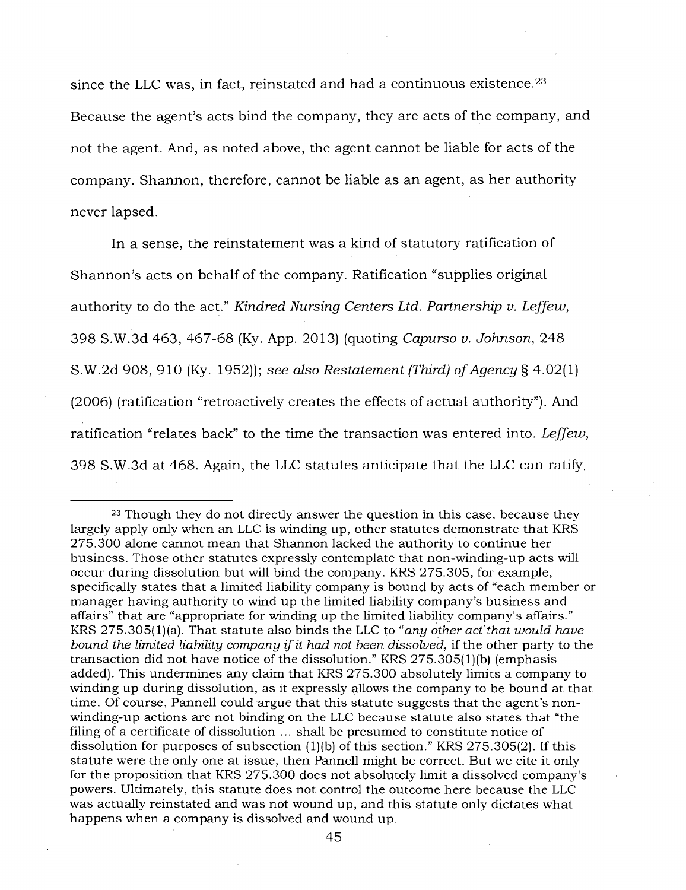since the LLC was, in fact, reinstated and had a continuous existence.[23] Because the agent's acts bind the company, they are acts of the company, and not the agent. And, as noted above, the agent cannot be liable for acts of the company. Shannon, therefore, cannot be liable as an agent, as her authority never lapsed.

In a sense, the reinstatement was a kind of statutory ratification of Shannon's acts on behalf of the company. Ratification "supplies original authority to do the act." *Kindred Nursing Centers Ltd. Partnership v. Leffew*, 398 S.W.3d 463, 467-68 (Ky. App. 2013) (quoting *Capurso v. Johnson*, 248 S.W.2d 908, 910 (Ky. 1952)); *see also Restatement (Third) of Agency* § 4.02(1) (2006) (ratification "retroactively creates the effects of actual authority"). And ratification "relates back" to the time the transaction was entered into. *Leffew*, 398 S.W.3d at 468. Again, the LLC statutes anticipate that the LLC can ratify

---

[23] Though they do not directly answer the question in this case, because they largely apply only when an LLC is winding up, other statutes demonstrate that KRS 275.300 alone cannot mean that Shannon lacked the authority to continue her business. Those other statutes expressly contemplate that non-winding-up acts will occur during dissolution but will bind the company. KRS 275.305, for example, specifically states that a limited liability company is bound by acts of "each member or manager having authority to wind up the limited liability company's business and affairs" that are "appropriate for winding up the limited liability company's affairs." KRS 275.305(1)(a). That statute also binds the LLC to "*any other act that would have bound the limited liability company if it had not been dissolved*, if the other party to the transaction did not have notice of the dissolution." KRS 275.305(1)(b) (emphasis added). This undermines any claim that KRS 275.300 absolutely limits a company to winding up during dissolution, as it expressly allows the company to be bound at that time. Of course, Pannell could argue that this statute suggests that the agent's non-winding-up actions are not binding on the LLC because statute also states that "the filing of a certificate of dissolution ... shall be presumed to constitute notice of dissolution for purposes of subsection (1)(b) of this section." KRS 275.305(2). If this statute were the only one at issue, then Pannell might be correct. But we cite it only for the proposition that KRS 275.300 does not absolutely limit a dissolved company's powers. Ultimately, this statute does not control the outcome here because the LLC was actually reinstated and was not wound up, and this statute only dictates what happens when a company is dissolved and wound up.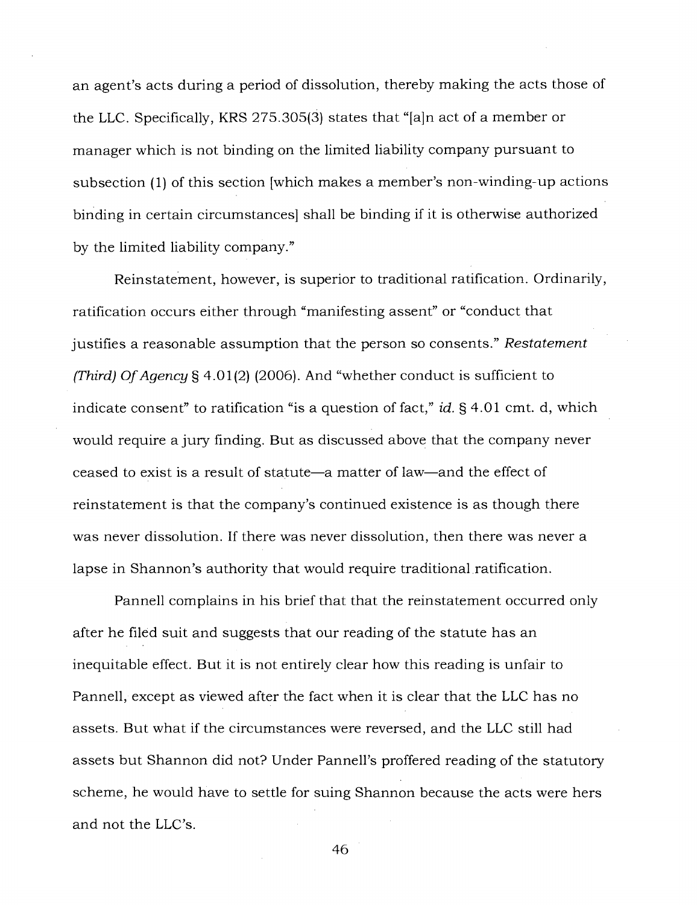an agent's acts during a period of dissolution, thereby making the acts those of the LLC. Specifically, KRS 275.305(3) states that "[a]n act of a member or manager which is not binding on the limited liability company pursuant to subsection (1) of this section [which makes a member's non-winding-up actions binding in certain circumstances] shall be binding if it is otherwise authorized by the limited liability company."

Reinstatement, however, is superior to traditional ratification. Ordinarily, ratification occurs either through "manifesting assent" or "conduct that justifies a reasonable assumption that the person so consents." *Restatement (Third) Of Agency* § 4.01(2) (2006). And "whether conduct is sufficient to indicate consent" to ratification "is a question of fact," *id.* § 4.01 cmt. d, which would require a jury finding. But as discussed above that the company never ceased to exist is a result of statute—a matter of law—and the effect of reinstatement is that the company's continued existence is as though there was never dissolution. If there was never dissolution, then there was never a lapse in Shannon's authority that would require traditional ratification.

Pannell complains in his brief that that the reinstatement occurred only after he filed suit and suggests that our reading of the statute has an inequitable effect. But it is not entirely clear how this reading is unfair to Pannell, except as viewed after the fact when it is clear that the LLC has no assets. But what if the circumstances were reversed, and the LLC still had assets but Shannon did not? Under Pannell's proffered reading of the statutory scheme, he would have to settle for suing Shannon because the acts were hers and not the LLC's.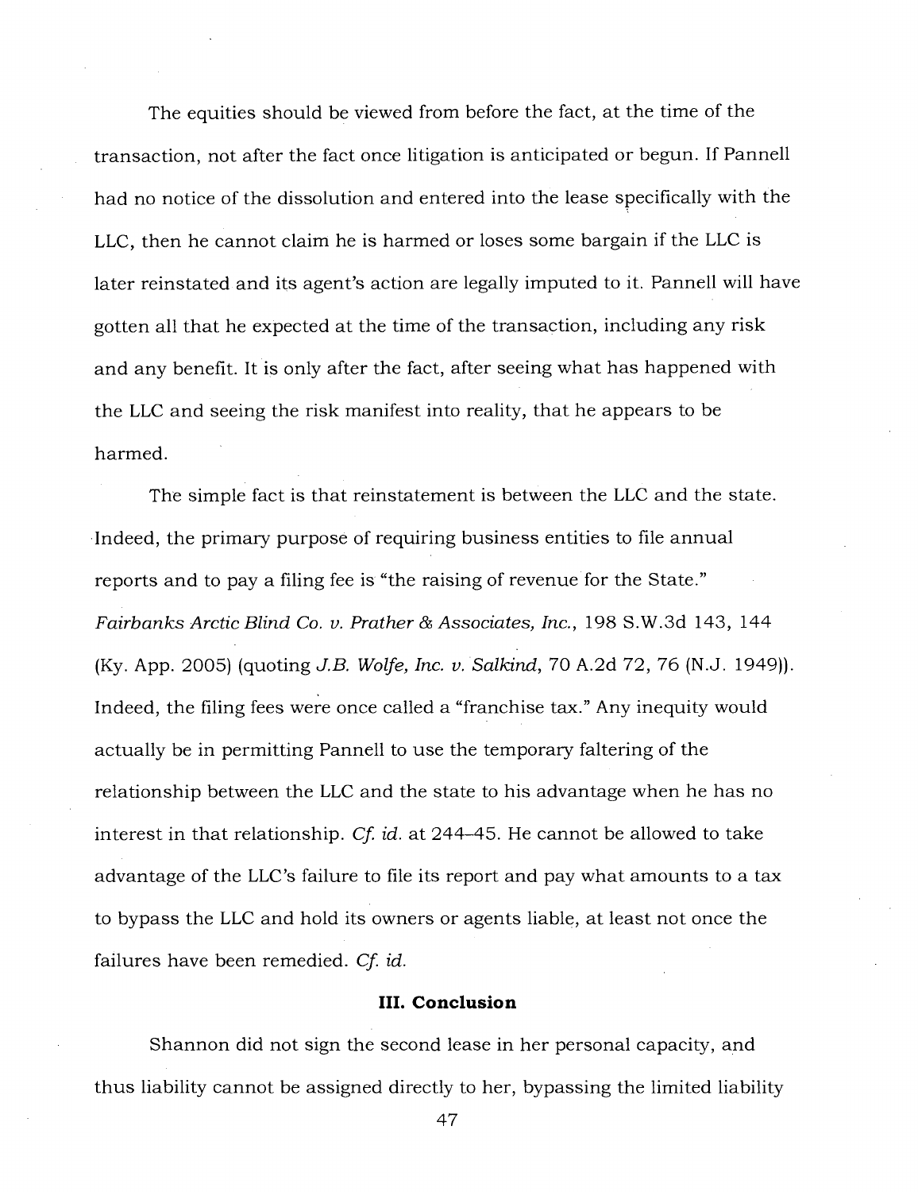The equities should be viewed from before the fact, at the time of the transaction, not after the fact once litigation is anticipated or begun. If Pannell had no notice of the dissolution and entered into the lease specifically with the LLC, then he cannot claim he is harmed or loses some bargain if the LLC is later reinstated and its agent's action are legally imputed to it. Pannell will have gotten all that he expected at the time of the transaction, including any risk and any benefit. It is only after the fact, after seeing what has happened with the LLC and seeing the risk manifest into reality, that he appears to be harmed.

The simple fact is that reinstatement is between the LLC and the state. Indeed, the primary purpose of requiring business entities to file annual reports and to pay a filing fee is "the raising of revenue for the State." *Fairbanks Arctic Blind Co. v. Prather & Associates, Inc.*, 198 S.W.3d 143, 144 (Ky. App. 2005) (quoting *J.B. Wolfe, Inc. v. Salkind*, 70 A.2d 72, 76 (N.J. 1949)). Indeed, the filing fees were once called a "franchise tax." Any inequity would actually be in permitting Pannell to use the temporary faltering of the relationship between the LLC and the state to his advantage when he has no interest in that relationship. *Cf. id.* at 244–45. He cannot be allowed to take advantage of the LLC's failure to file its report and pay what amounts to a tax to bypass the LLC and hold its owners or agents liable, at least not once the failures have been remedied. *Cf. id.*

## III. Conclusion

Shannon did not sign the second lease in her personal capacity, and thus liability cannot be assigned directly to her, bypassing the limited liability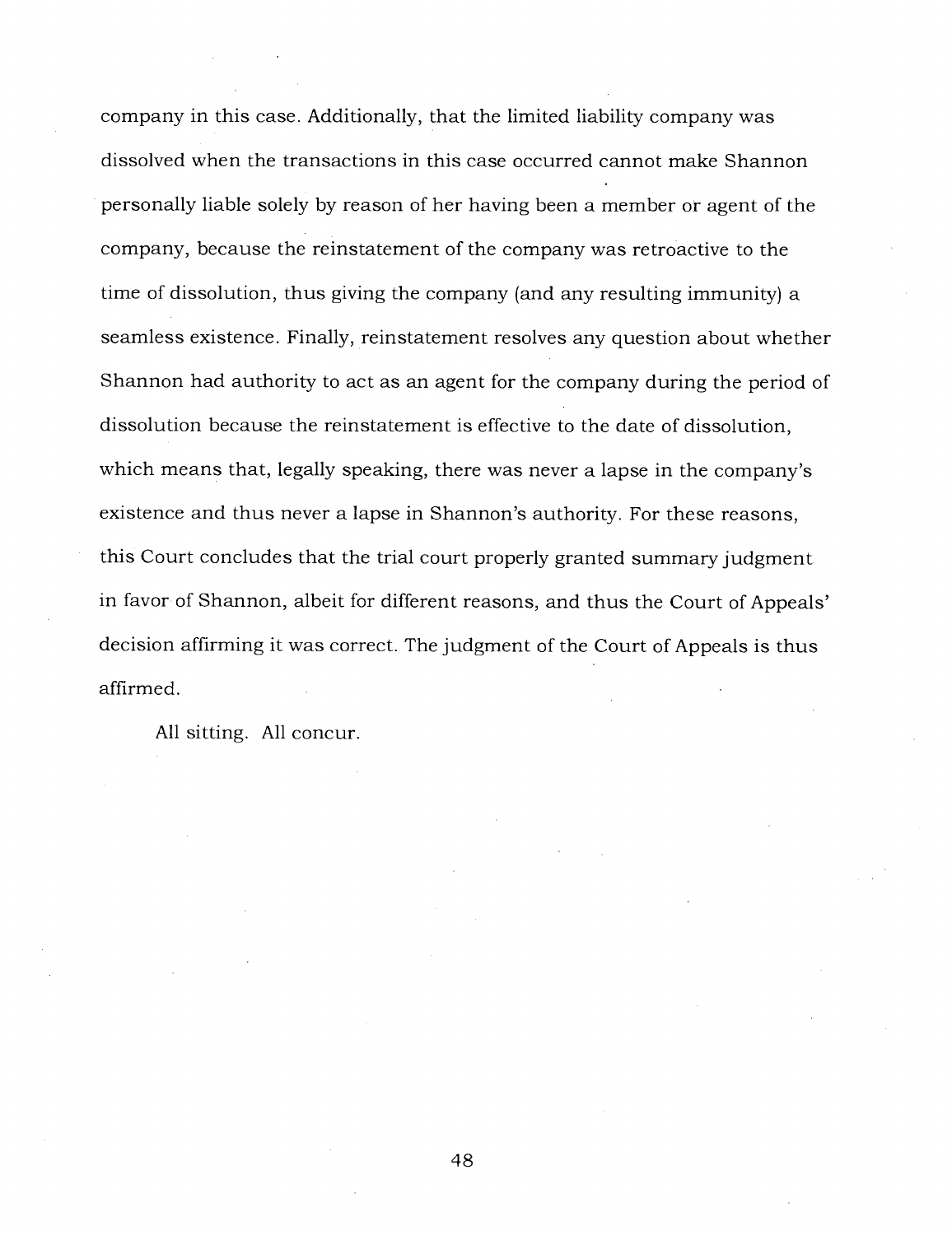company in this case. Additionally, that the limited liability company was dissolved when the transactions in this case occurred cannot make Shannon personally liable solely by reason of her having been a member or agent of the company, because the reinstatement of the company was retroactive to the time of dissolution, thus giving the company (and any resulting immunity) a seamless existence. Finally, reinstatement resolves any question about whether Shannon had authority to act as an agent for the company during the period of dissolution because the reinstatement is effective to the date of dissolution, which means that, legally speaking, there was never a lapse in the company's existence and thus never a lapse in Shannon's authority. For these reasons, this Court concludes that the trial court properly granted summary judgment in favor of Shannon, albeit for different reasons, and thus the Court of Appeals' decision affirming it was correct. The judgment of the Court of Appeals is thus affirmed.

All sitting. All concur.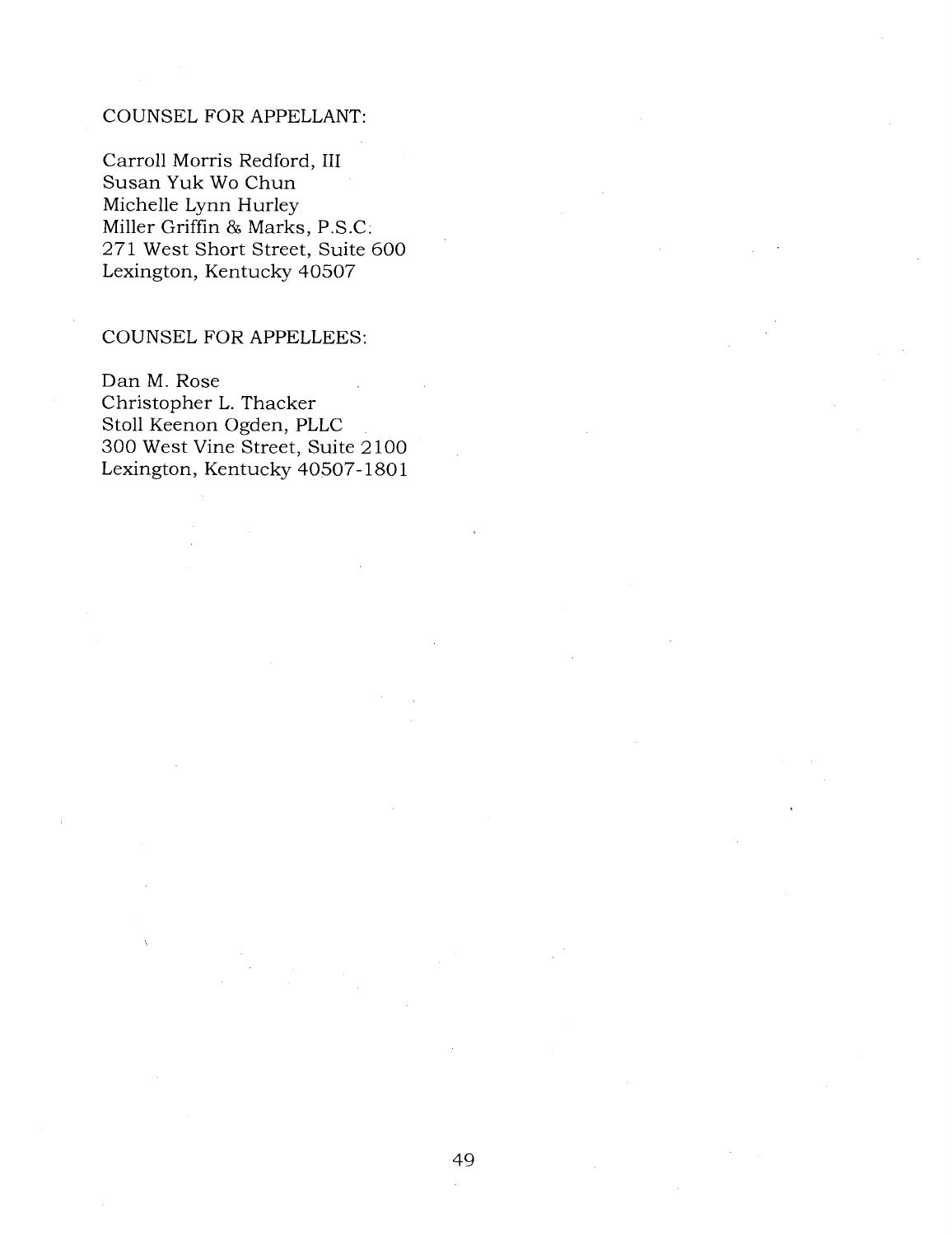COUNSEL FOR APPELLANT:

Carroll Morris Redford, III
Susan Yuk Wo Chun
Michelle Lynn Hurley
Miller Griffin & Marks, P.S.C.
271 West Short Street, Suite 600
Lexington, Kentucky 40507

COUNSEL FOR APPELLEES:

Dan M. Rose
Christopher L. Thacker
Stoll Keenon Ogden, PLLC
300 West Vine Street, Suite 2100
Lexington, Kentucky 40507-1801